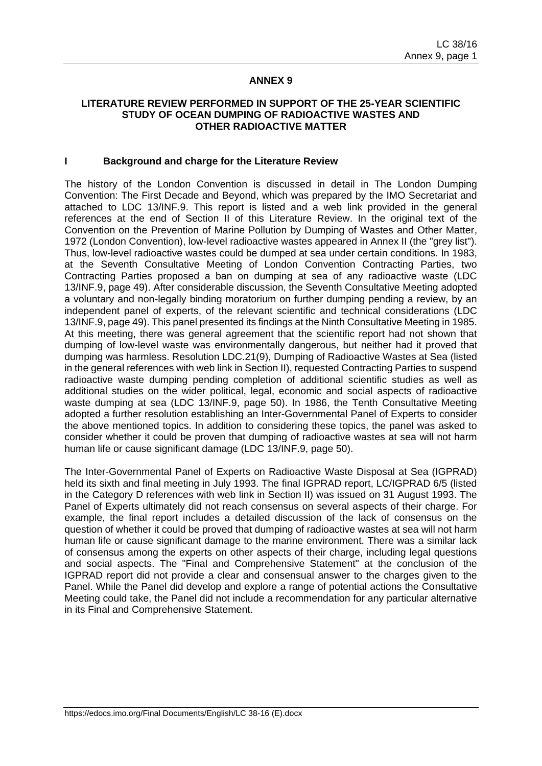# ANNEX 9

## LITERATURE REVIEW PERFORMED IN SUPPORT OF THE 25-YEAR SCIENTIFIC STUDY OF OCEAN DUMPING OF RADIOACTIVE WASTES AND OTHER RADIOACTIVE MATTER

### I Background and charge for the Literature Review

The history of the London Convention is discussed in detail in The London Dumping Convention: The First Decade and Beyond, which was prepared by the IMO Secretariat and attached to LDC 13/INF.9. This report is listed and a web link provided in the general references at the end of Section II of this Literature Review. In the original text of the Convention on the Prevention of Marine Pollution by Dumping of Wastes and Other Matter, 1972 (London Convention), low-level radioactive wastes appeared in Annex II (the "grey list"). Thus, low-level radioactive wastes could be dumped at sea under certain conditions. In 1983, at the Seventh Consultative Meeting of London Convention Contracting Parties, two Contracting Parties proposed a ban on dumping at sea of any radioactive waste (LDC 13/INF.9, page 49). After considerable discussion, the Seventh Consultative Meeting adopted a voluntary and non-legally binding moratorium on further dumping pending a review, by an independent panel of experts, of the relevant scientific and technical considerations (LDC 13/INF.9, page 49). This panel presented its findings at the Ninth Consultative Meeting in 1985. At this meeting, there was general agreement that the scientific report had not shown that dumping of low-level waste was environmentally dangerous, but neither had it proved that dumping was harmless. Resolution LDC.21(9), Dumping of Radioactive Wastes at Sea (listed in the general references with web link in Section II), requested Contracting Parties to suspend radioactive waste dumping pending completion of additional scientific studies as well as additional studies on the wider political, legal, economic and social aspects of radioactive waste dumping at sea (LDC 13/INF.9, page 50). In 1986, the Tenth Consultative Meeting adopted a further resolution establishing an Inter-Governmental Panel of Experts to consider the above mentioned topics. In addition to considering these topics, the panel was asked to consider whether it could be proven that dumping of radioactive wastes at sea will not harm human life or cause significant damage (LDC 13/INF.9, page 50).

The Inter-Governmental Panel of Experts on Radioactive Waste Disposal at Sea (IGPRAD) held its sixth and final meeting in July 1993. The final IGPRAD report, LC/IGPRAD 6/5 (listed in the Category D references with web link in Section II) was issued on 31 August 1993. The Panel of Experts ultimately did not reach consensus on several aspects of their charge. For example, the final report includes a detailed discussion of the lack of consensus on the question of whether it could be proved that dumping of radioactive wastes at sea will not harm human life or cause significant damage to the marine environment. There was a similar lack of consensus among the experts on other aspects of their charge, including legal questions and social aspects. The "Final and Comprehensive Statement" at the conclusion of the IGPRAD report did not provide a clear and consensual answer to the charges given to the Panel. While the Panel did develop and explore a range of potential actions the Consultative Meeting could take, the Panel did not include a recommendation for any particular alternative in its Final and Comprehensive Statement.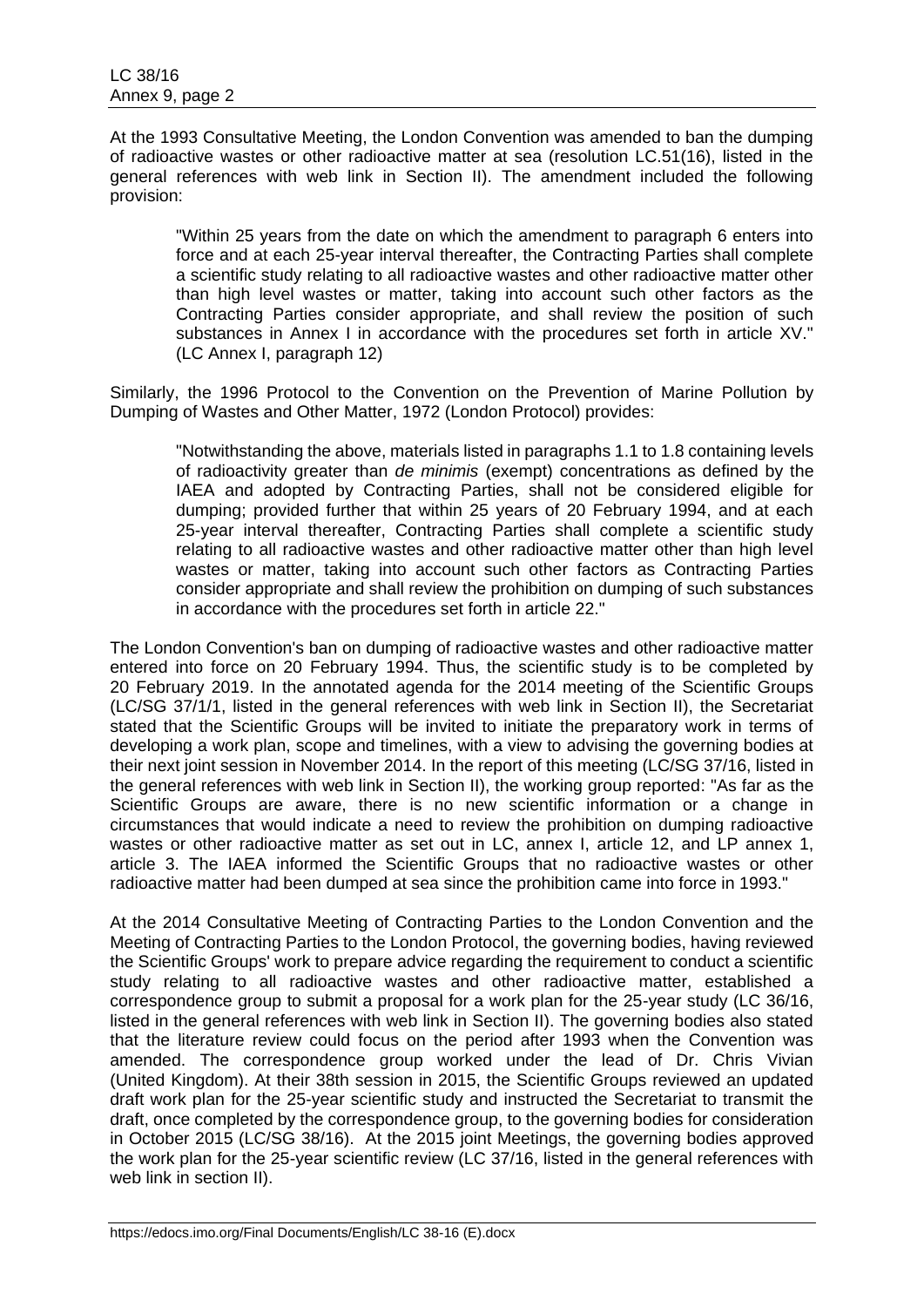At the 1993 Consultative Meeting, the London Convention was amended to ban the dumping of radioactive wastes or other radioactive matter at sea (resolution LC.51(16), listed in the general references with web link in Section II). The amendment included the following provision:

> "Within 25 years from the date on which the amendment to paragraph 6 enters into force and at each 25-year interval thereafter, the Contracting Parties shall complete a scientific study relating to all radioactive wastes and other radioactive matter other than high level wastes or matter, taking into account such other factors as the Contracting Parties consider appropriate, and shall review the position of such substances in Annex I in accordance with the procedures set forth in article XV." (LC Annex I, paragraph 12)

Similarly, the 1996 Protocol to the Convention on the Prevention of Marine Pollution by Dumping of Wastes and Other Matter, 1972 (London Protocol) provides:

> "Notwithstanding the above, materials listed in paragraphs 1.1 to 1.8 containing levels of radioactivity greater than *de minimis* (exempt) concentrations as defined by the IAEA and adopted by Contracting Parties, shall not be considered eligible for dumping; provided further that within 25 years of 20 February 1994, and at each 25-year interval thereafter, Contracting Parties shall complete a scientific study relating to all radioactive wastes and other radioactive matter other than high level wastes or matter, taking into account such other factors as Contracting Parties consider appropriate and shall review the prohibition on dumping of such substances in accordance with the procedures set forth in article 22."

The London Convention's ban on dumping of radioactive wastes and other radioactive matter entered into force on 20 February 1994. Thus, the scientific study is to be completed by 20 February 2019. In the annotated agenda for the 2014 meeting of the Scientific Groups (LC/SG 37/1/1, listed in the general references with web link in Section II), the Secretariat stated that the Scientific Groups will be invited to initiate the preparatory work in terms of developing a work plan, scope and timelines, with a view to advising the governing bodies at their next joint session in November 2014. In the report of this meeting (LC/SG 37/16, listed in the general references with web link in Section II), the working group reported: "As far as the Scientific Groups are aware, there is no new scientific information or a change in circumstances that would indicate a need to review the prohibition on dumping radioactive wastes or other radioactive matter as set out in LC, annex I, article 12, and LP annex 1, article 3. The IAEA informed the Scientific Groups that no radioactive wastes or other radioactive matter had been dumped at sea since the prohibition came into force in 1993."

At the 2014 Consultative Meeting of Contracting Parties to the London Convention and the Meeting of Contracting Parties to the London Protocol, the governing bodies, having reviewed the Scientific Groups' work to prepare advice regarding the requirement to conduct a scientific study relating to all radioactive wastes and other radioactive matter, established a correspondence group to submit a proposal for a work plan for the 25-year study (LC 36/16, listed in the general references with web link in Section II). The governing bodies also stated that the literature review could focus on the period after 1993 when the Convention was amended. The correspondence group worked under the lead of Dr. Chris Vivian (United Kingdom). At their 38th session in 2015, the Scientific Groups reviewed an updated draft work plan for the 25-year scientific study and instructed the Secretariat to transmit the draft, once completed by the correspondence group, to the governing bodies for consideration in October 2015 (LC/SG 38/16). At the 2015 joint Meetings, the governing bodies approved the work plan for the 25-year scientific review (LC 37/16, listed in the general references with web link in section II).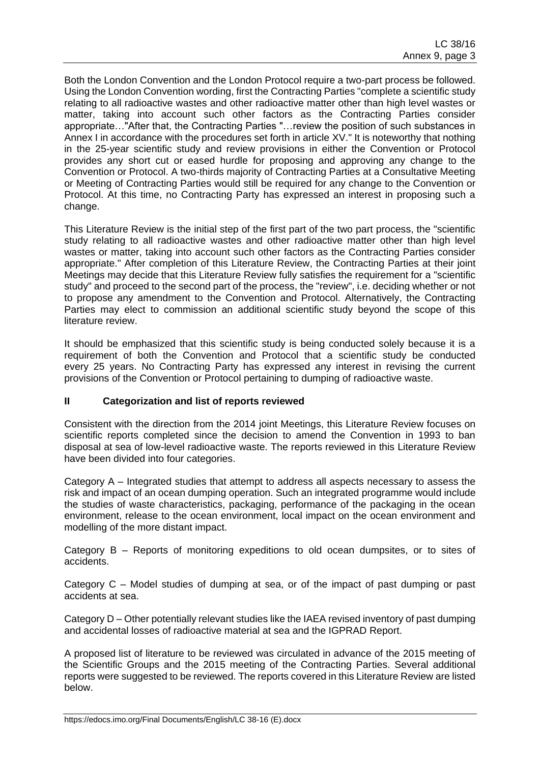Both the London Convention and the London Protocol require a two-part process be followed. Using the London Convention wording, first the Contracting Parties "complete a scientific study relating to all radioactive wastes and other radioactive matter other than high level wastes or matter, taking into account such other factors as the Contracting Parties consider appropriate…"After that, the Contracting Parties "…review the position of such substances in Annex I in accordance with the procedures set forth in article XV." It is noteworthy that nothing in the 25-year scientific study and review provisions in either the Convention or Protocol provides any short cut or eased hurdle for proposing and approving any change to the Convention or Protocol. A two-thirds majority of Contracting Parties at a Consultative Meeting or Meeting of Contracting Parties would still be required for any change to the Convention or Protocol. At this time, no Contracting Party has expressed an interest in proposing such a change.

This Literature Review is the initial step of the first part of the two part process, the "scientific study relating to all radioactive wastes and other radioactive matter other than high level wastes or matter, taking into account such other factors as the Contracting Parties consider appropriate." After completion of this Literature Review, the Contracting Parties at their joint Meetings may decide that this Literature Review fully satisfies the requirement for a "scientific study" and proceed to the second part of the process, the "review", i.e. deciding whether or not to propose any amendment to the Convention and Protocol. Alternatively, the Contracting Parties may elect to commission an additional scientific study beyond the scope of this literature review.

It should be emphasized that this scientific study is being conducted solely because it is a requirement of both the Convention and Protocol that a scientific study be conducted every 25 years. No Contracting Party has expressed any interest in revising the current provisions of the Convention or Protocol pertaining to dumping of radioactive waste.

## II Categorization and list of reports reviewed

Consistent with the direction from the 2014 joint Meetings, this Literature Review focuses on scientific reports completed since the decision to amend the Convention in 1993 to ban disposal at sea of low-level radioactive waste. The reports reviewed in this Literature Review have been divided into four categories.

Category A – Integrated studies that attempt to address all aspects necessary to assess the risk and impact of an ocean dumping operation. Such an integrated programme would include the studies of waste characteristics, packaging, performance of the packaging in the ocean environment, release to the ocean environment, local impact on the ocean environment and modelling of the more distant impact.

Category B – Reports of monitoring expeditions to old ocean dumpsites, or to sites of accidents.

Category C – Model studies of dumping at sea, or of the impact of past dumping or past accidents at sea.

Category D – Other potentially relevant studies like the IAEA revised inventory of past dumping and accidental losses of radioactive material at sea and the IGPRAD Report.

A proposed list of literature to be reviewed was circulated in advance of the 2015 meeting of the Scientific Groups and the 2015 meeting of the Contracting Parties. Several additional reports were suggested to be reviewed. The reports covered in this Literature Review are listed below.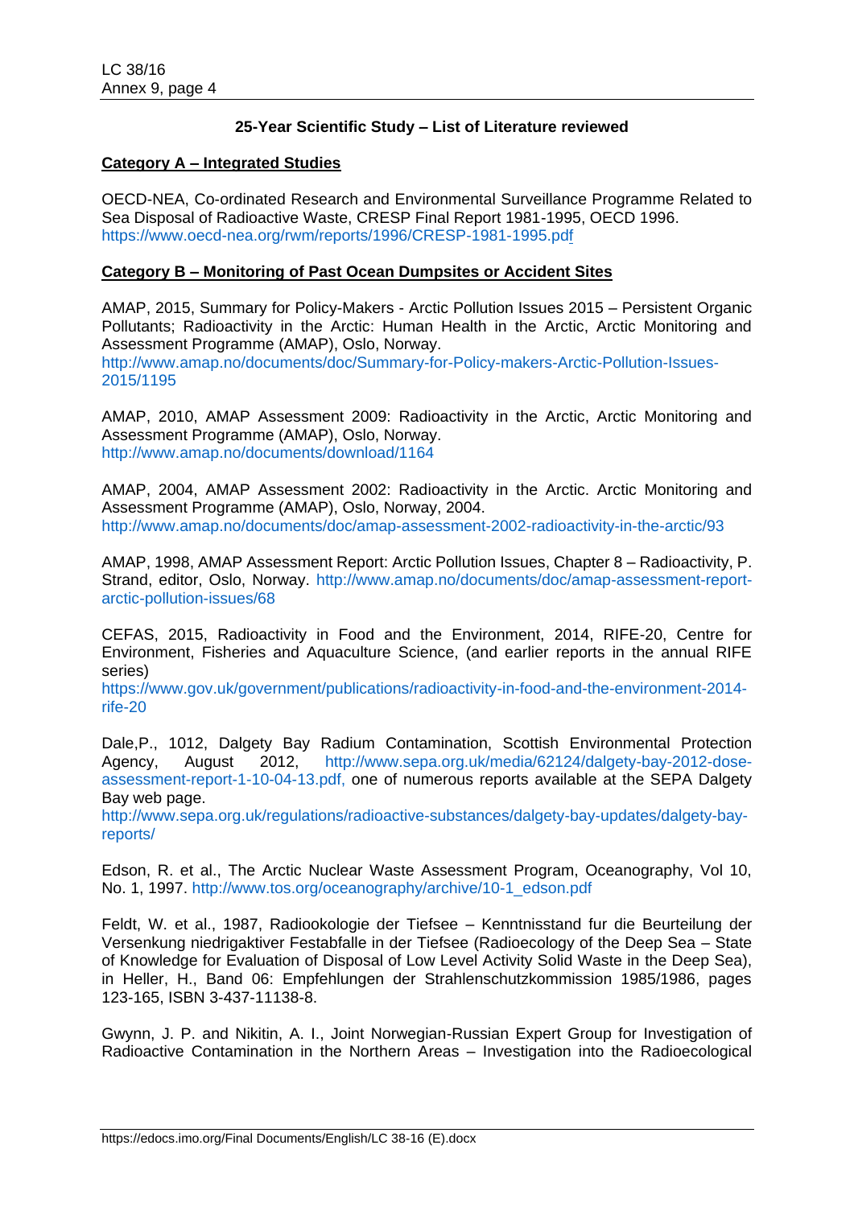## 25-Year Scientific Study – List of Literature reviewed

### Category A – Integrated Studies

OECD-NEA, Co-ordinated Research and Environmental Surveillance Programme Related to Sea Disposal of Radioactive Waste, CRESP Final Report 1981-1995, OECD 1996. https://www.oecd-nea.org/rwm/reports/1996/CRESP-1981-1995.pdf

### Category B – Monitoring of Past Ocean Dumpsites or Accident Sites

AMAP, 2015, Summary for Policy-Makers - Arctic Pollution Issues 2015 – Persistent Organic Pollutants; Radioactivity in the Arctic: Human Health in the Arctic, Arctic Monitoring and Assessment Programme (AMAP), Oslo, Norway. http://www.amap.no/documents/doc/Summary-for-Policy-makers-Arctic-Pollution-Issues-2015/1195

AMAP, 2010, AMAP Assessment 2009: Radioactivity in the Arctic, Arctic Monitoring and Assessment Programme (AMAP), Oslo, Norway. http://www.amap.no/documents/download/1164

AMAP, 2004, AMAP Assessment 2002: Radioactivity in the Arctic. Arctic Monitoring and Assessment Programme (AMAP), Oslo, Norway, 2004. http://www.amap.no/documents/doc/amap-assessment-2002-radioactivity-in-the-arctic/93

AMAP, 1998, AMAP Assessment Report: Arctic Pollution Issues, Chapter 8 – Radioactivity, P. Strand, editor, Oslo, Norway. http://www.amap.no/documents/doc/amap-assessment-report-arctic-pollution-issues/68

CEFAS, 2015, Radioactivity in Food and the Environment, 2014, RIFE-20, Centre for Environment, Fisheries and Aquaculture Science, (and earlier reports in the annual RIFE series) https://www.gov.uk/government/publications/radioactivity-in-food-and-the-environment-2014-rife-20

Dale,P., 1012, Dalgety Bay Radium Contamination, Scottish Environmental Protection Agency, August 2012, http://www.sepa.org.uk/media/62124/dalgety-bay-2012-dose-assessment-report-1-10-04-13.pdf, one of numerous reports available at the SEPA Dalgety Bay web page. http://www.sepa.org.uk/regulations/radioactive-substances/dalgety-bay-updates/dalgety-bay-reports/

Edson, R. et al., The Arctic Nuclear Waste Assessment Program, Oceanography, Vol 10, No. 1, 1997. http://www.tos.org/oceanography/archive/10-1_edson.pdf

Feldt, W. et al., 1987, Radiookologie der Tiefsee – Kenntnisstand fur die Beurteilung der Versenkung niedrigaktiver Festabfalle in der Tiefsee (Radioecology of the Deep Sea – State of Knowledge for Evaluation of Disposal of Low Level Activity Solid Waste in the Deep Sea), in Heller, H., Band 06: Empfehlungen der Strahlenschutzkommission 1985/1986, pages 123-165, ISBN 3-437-11138-8.

Gwynn, J. P. and Nikitin, A. I., Joint Norwegian-Russian Expert Group for Investigation of Radioactive Contamination in the Northern Areas – Investigation into the Radioecological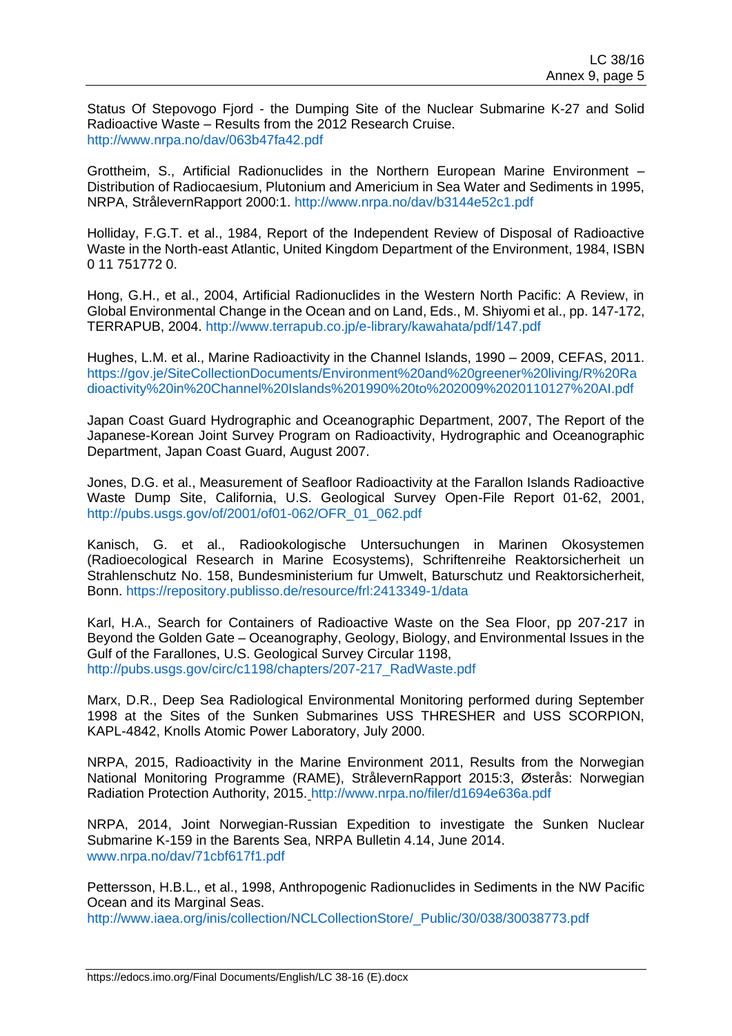Status Of Stepovogo Fjord - the Dumping Site of the Nuclear Submarine K-27 and Solid Radioactive Waste – Results from the 2012 Research Cruise. http://www.nrpa.no/dav/063b47fa42.pdf

Grottheim, S., Artificial Radionuclides in the Northern European Marine Environment – Distribution of Radiocaesium, Plutonium and Americium in Sea Water and Sediments in 1995, NRPA, StrålevernRapport 2000:1. http://www.nrpa.no/dav/b3144e52c1.pdf

Holliday, F.G.T. et al., 1984, Report of the Independent Review of Disposal of Radioactive Waste in the North-east Atlantic, United Kingdom Department of the Environment, 1984, ISBN 0 11 751772 0.

Hong, G.H., et al., 2004, Artificial Radionuclides in the Western North Pacific: A Review, in Global Environmental Change in the Ocean and on Land, Eds., M. Shiyomi et al., pp. 147-172, TERRAPUB, 2004. http://www.terrapub.co.jp/e-library/kawahata/pdf/147.pdf

Hughes, L.M. et al., Marine Radioactivity in the Channel Islands, 1990 – 2009, CEFAS, 2011. https://gov.je/SiteCollectionDocuments/Environment%20and%20greener%20living/R%20Radioactivity%20in%20Channel%20Islands%201990%20to%202009%2020110127%20AI.pdf

Japan Coast Guard Hydrographic and Oceanographic Department, 2007, The Report of the Japanese-Korean Joint Survey Program on Radioactivity, Hydrographic and Oceanographic Department, Japan Coast Guard, August 2007.

Jones, D.G. et al., Measurement of Seafloor Radioactivity at the Farallon Islands Radioactive Waste Dump Site, California, U.S. Geological Survey Open-File Report 01-62, 2001, http://pubs.usgs.gov/of/2001/of01-062/OFR_01_062.pdf

Kanisch, G. et al., Radiookologische Untersuchungen in Marinen Okosystemen (Radioecological Research in Marine Ecosystems), Schriftenreihe Reaktorsicherheit un Strahlenschutz No. 158, Bundesministerium fur Umwelt, Baturschutz und Reaktorsicherheit, Bonn. https://repository.publisso.de/resource/frl:2413349-1/data

Karl, H.A., Search for Containers of Radioactive Waste on the Sea Floor, pp 207-217 in Beyond the Golden Gate – Oceanography, Geology, Biology, and Environmental Issues in the Gulf of the Farallones, U.S. Geological Survey Circular 1198, http://pubs.usgs.gov/circ/c1198/chapters/207-217_RadWaste.pdf

Marx, D.R., Deep Sea Radiological Environmental Monitoring performed during September 1998 at the Sites of the Sunken Submarines USS THRESHER and USS SCORPION, KAPL-4842, Knolls Atomic Power Laboratory, July 2000.

NRPA, 2015, Radioactivity in the Marine Environment 2011, Results from the Norwegian National Monitoring Programme (RAME), StrålevernRapport 2015:3, Østerås: Norwegian Radiation Protection Authority, 2015. http://www.nrpa.no/filer/d1694e636a.pdf

NRPA, 2014, Joint Norwegian-Russian Expedition to investigate the Sunken Nuclear Submarine K-159 in the Barents Sea, NRPA Bulletin 4.14, June 2014. www.nrpa.no/dav/71cbf617f1.pdf

Pettersson, H.B.L., et al., 1998, Anthropogenic Radionuclides in Sediments in the NW Pacific Ocean and its Marginal Seas. http://www.iaea.org/inis/collection/NCLCollectionStore/_Public/30/038/30038773.pdf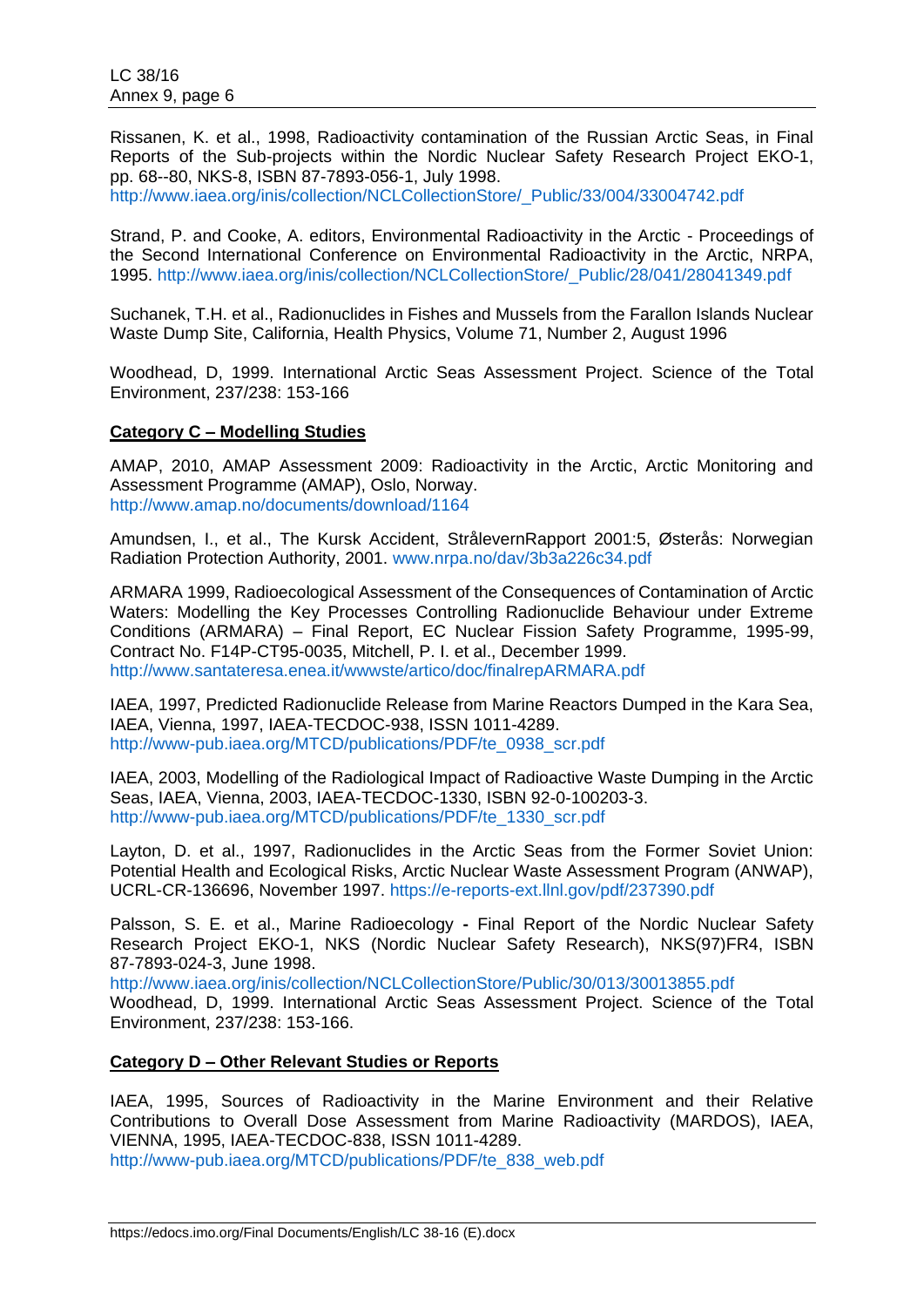Rissanen, K. et al., 1998, Radioactivity contamination of the Russian Arctic Seas, in Final Reports of the Sub-projects within the Nordic Nuclear Safety Research Project EKO-1, pp. 68--80, NKS-8, ISBN 87-7893-056-1, July 1998.
http://www.iaea.org/inis/collection/NCLCollectionStore/_Public/33/004/33004742.pdf

Strand, P. and Cooke, A. editors, Environmental Radioactivity in the Arctic - Proceedings of the Second International Conference on Environmental Radioactivity in the Arctic, NRPA, 1995. http://www.iaea.org/inis/collection/NCLCollectionStore/_Public/28/041/28041349.pdf

Suchanek, T.H. et al., Radionuclides in Fishes and Mussels from the Farallon Islands Nuclear Waste Dump Site, California, Health Physics, Volume 71, Number 2, August 1996

Woodhead, D, 1999. International Arctic Seas Assessment Project. Science of the Total Environment, 237/238: 153-166

**Category C – Modelling Studies**

AMAP, 2010, AMAP Assessment 2009: Radioactivity in the Arctic, Arctic Monitoring and Assessment Programme (AMAP), Oslo, Norway.
http://www.amap.no/documents/download/1164

Amundsen, I., et al., The Kursk Accident, StrålevernRapport 2001:5, Østerås: Norwegian Radiation Protection Authority, 2001. www.nrpa.no/dav/3b3a226c34.pdf

ARMARA 1999, Radioecological Assessment of the Consequences of Contamination of Arctic Waters: Modelling the Key Processes Controlling Radionuclide Behaviour under Extreme Conditions (ARMARA) – Final Report, EC Nuclear Fission Safety Programme, 1995-99, Contract No. F14P-CT95-0035, Mitchell, P. I. et al., December 1999.
http://www.santateresa.enea.it/wwwste/artico/doc/finalrepARMARA.pdf

IAEA, 1997, Predicted Radionuclide Release from Marine Reactors Dumped in the Kara Sea, IAEA, Vienna, 1997, IAEA-TECDOC-938, ISSN 1011-4289.
http://www-pub.iaea.org/MTCD/publications/PDF/te_0938_scr.pdf

IAEA, 2003, Modelling of the Radiological Impact of Radioactive Waste Dumping in the Arctic Seas, IAEA, Vienna, 2003, IAEA-TECDOC-1330, ISBN 92-0-100203-3.
http://www-pub.iaea.org/MTCD/publications/PDF/te_1330_scr.pdf

Layton, D. et al., 1997, Radionuclides in the Arctic Seas from the Former Soviet Union: Potential Health and Ecological Risks, Arctic Nuclear Waste Assessment Program (ANWAP), UCRL-CR-136696, November 1997. https://e-reports-ext.llnl.gov/pdf/237390.pdf

Palsson, S. E. et al., Marine Radioecology **-** Final Report of the Nordic Nuclear Safety Research Project EKO-1, NKS (Nordic Nuclear Safety Research), NKS(97)FR4, ISBN 87-7893-024-3, June 1998.
http://www.iaea.org/inis/collection/NCLCollectionStore/Public/30/013/30013855.pdf
Woodhead, D, 1999. International Arctic Seas Assessment Project. Science of the Total Environment, 237/238: 153-166.

**Category D – Other Relevant Studies or Reports**

IAEA, 1995, Sources of Radioactivity in the Marine Environment and their Relative Contributions to Overall Dose Assessment from Marine Radioactivity (MARDOS), IAEA, VIENNA, 1995, IAEA-TECDOC-838, ISSN 1011-4289.
http://www-pub.iaea.org/MTCD/publications/PDF/te_838_web.pdf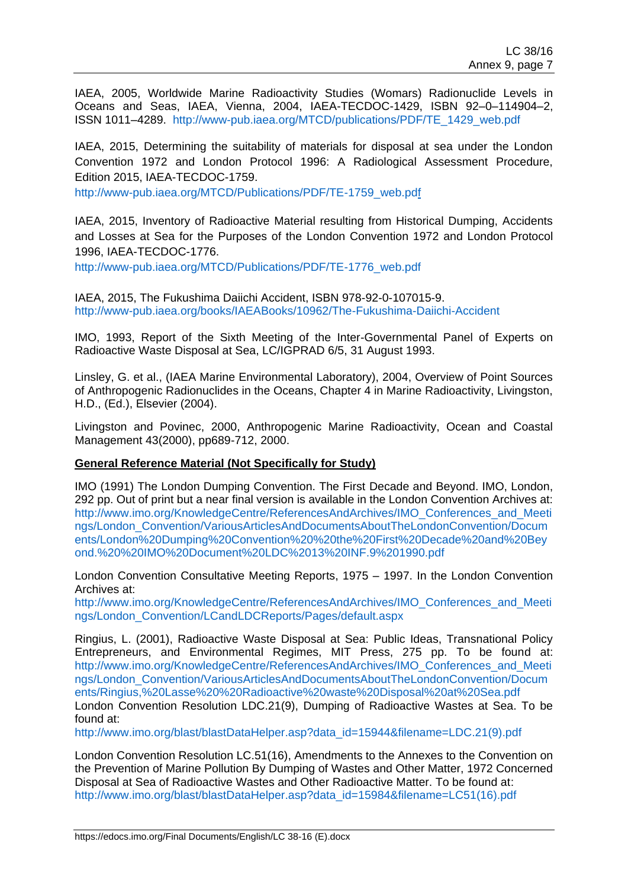IAEA, 2005, Worldwide Marine Radioactivity Studies (Womars) Radionuclide Levels in Oceans and Seas, IAEA, Vienna, 2004, IAEA-TECDOC-1429, ISBN 92–0–114904–2, ISSN 1011–4289. http://www-pub.iaea.org/MTCD/publications/PDF/TE_1429_web.pdf

IAEA, 2015, Determining the suitability of materials for disposal at sea under the London Convention 1972 and London Protocol 1996: A Radiological Assessment Procedure, Edition 2015, IAEA-TECDOC-1759.
http://www-pub.iaea.org/MTCD/Publications/PDF/TE-1759_web.pdf

IAEA, 2015, Inventory of Radioactive Material resulting from Historical Dumping, Accidents and Losses at Sea for the Purposes of the London Convention 1972 and London Protocol 1996, IAEA-TECDOC-1776.
http://www-pub.iaea.org/MTCD/Publications/PDF/TE-1776_web.pdf

IAEA, 2015, The Fukushima Daiichi Accident, ISBN 978-92-0-107015-9.
http://www-pub.iaea.org/books/IAEABooks/10962/The-Fukushima-Daiichi-Accident

IMO, 1993, Report of the Sixth Meeting of the Inter-Governmental Panel of Experts on Radioactive Waste Disposal at Sea, LC/IGPRAD 6/5, 31 August 1993.

Linsley, G. et al., (IAEA Marine Environmental Laboratory), 2004, Overview of Point Sources of Anthropogenic Radionuclides in the Oceans, Chapter 4 in Marine Radioactivity, Livingston, H.D., (Ed.), Elsevier (2004).

Livingston and Povinec, 2000, Anthropogenic Marine Radioactivity, Ocean and Coastal Management 43(2000), pp689-712, 2000.

**General Reference Material (Not Specifically for Study)**

IMO (1991) The London Dumping Convention. The First Decade and Beyond. IMO, London, 292 pp. Out of print but a near final version is available in the London Convention Archives at: http://www.imo.org/KnowledgeCentre/ReferencesAndArchives/IMO_Conferences_and_Meetings/London_Convention/VariousArticlesAndDocumentsAboutTheLondonConvention/Documents/London%20Dumping%20Convention%20%20the%20First%20Decade%20and%20Beyond.%20%20IMO%20Document%20LDC%2013%20INF.9%201990.pdf

London Convention Consultative Meeting Reports, 1975 – 1997. In the London Convention Archives at:
http://www.imo.org/KnowledgeCentre/ReferencesAndArchives/IMO_Conferences_and_Meetings/London_Convention/LCandLDCReports/Pages/default.aspx

Ringius, L. (2001), Radioactive Waste Disposal at Sea: Public Ideas, Transnational Policy Entrepreneurs, and Environmental Regimes, MIT Press, 275 pp. To be found at: http://www.imo.org/KnowledgeCentre/ReferencesAndArchives/IMO_Conferences_and_Meetings/London_Convention/VariousArticlesAndDocumentsAboutTheLondonConvention/Documents/Ringius,%20Lasse%20%20Radioactive%20waste%20Disposal%20at%20Sea.pdf
London Convention Resolution LDC.21(9), Dumping of Radioactive Wastes at Sea. To be found at:
http://www.imo.org/blast/blastDataHelper.asp?data_id=15944&filename=LDC.21(9).pdf

London Convention Resolution LC.51(16), Amendments to the Annexes to the Convention on the Prevention of Marine Pollution By Dumping of Wastes and Other Matter, 1972 Concerned Disposal at Sea of Radioactive Wastes and Other Radioactive Matter. To be found at:
http://www.imo.org/blast/blastDataHelper.asp?data_id=15984&filename=LC51(16).pdf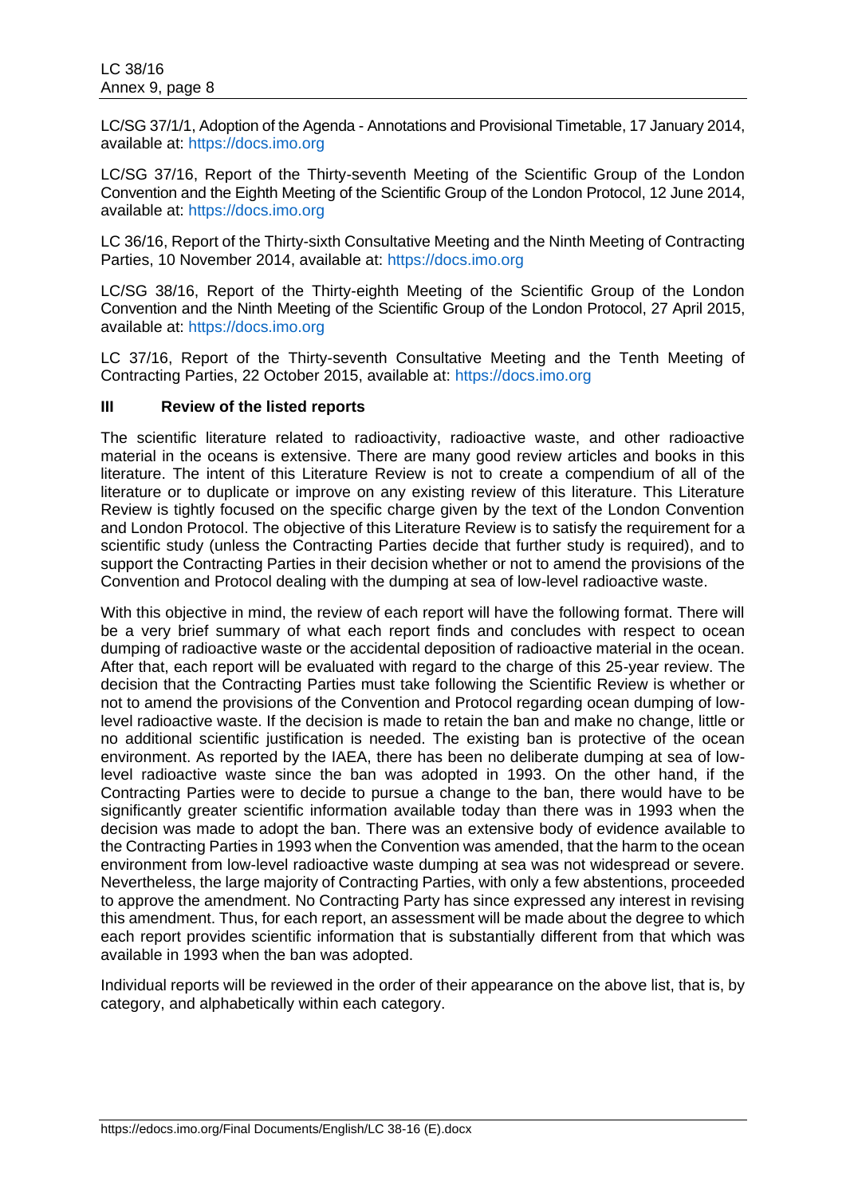LC/SG 37/1/1, Adoption of the Agenda - Annotations and Provisional Timetable, 17 January 2014, available at: https://docs.imo.org

LC/SG 37/16, Report of the Thirty-seventh Meeting of the Scientific Group of the London Convention and the Eighth Meeting of the Scientific Group of the London Protocol, 12 June 2014, available at: https://docs.imo.org

LC 36/16, Report of the Thirty-sixth Consultative Meeting and the Ninth Meeting of Contracting Parties, 10 November 2014, available at: https://docs.imo.org

LC/SG 38/16, Report of the Thirty-eighth Meeting of the Scientific Group of the London Convention and the Ninth Meeting of the Scientific Group of the London Protocol, 27 April 2015, available at: https://docs.imo.org

LC 37/16, Report of the Thirty-seventh Consultative Meeting and the Tenth Meeting of Contracting Parties, 22 October 2015, available at: https://docs.imo.org

## III Review of the listed reports

The scientific literature related to radioactivity, radioactive waste, and other radioactive material in the oceans is extensive. There are many good review articles and books in this literature. The intent of this Literature Review is not to create a compendium of all of the literature or to duplicate or improve on any existing review of this literature. This Literature Review is tightly focused on the specific charge given by the text of the London Convention and London Protocol. The objective of this Literature Review is to satisfy the requirement for a scientific study (unless the Contracting Parties decide that further study is required), and to support the Contracting Parties in their decision whether or not to amend the provisions of the Convention and Protocol dealing with the dumping at sea of low-level radioactive waste.

With this objective in mind, the review of each report will have the following format. There will be a very brief summary of what each report finds and concludes with respect to ocean dumping of radioactive waste or the accidental deposition of radioactive material in the ocean. After that, each report will be evaluated with regard to the charge of this 25-year review. The decision that the Contracting Parties must take following the Scientific Review is whether or not to amend the provisions of the Convention and Protocol regarding ocean dumping of low-level radioactive waste. If the decision is made to retain the ban and make no change, little or no additional scientific justification is needed. The existing ban is protective of the ocean environment. As reported by the IAEA, there has been no deliberate dumping at sea of low-level radioactive waste since the ban was adopted in 1993. On the other hand, if the Contracting Parties were to decide to pursue a change to the ban, there would have to be significantly greater scientific information available today than there was in 1993 when the decision was made to adopt the ban. There was an extensive body of evidence available to the Contracting Parties in 1993 when the Convention was amended, that the harm to the ocean environment from low-level radioactive waste dumping at sea was not widespread or severe. Nevertheless, the large majority of Contracting Parties, with only a few abstentions, proceeded to approve the amendment. No Contracting Party has since expressed any interest in revising this amendment. Thus, for each report, an assessment will be made about the degree to which each report provides scientific information that is substantially different from that which was available in 1993 when the ban was adopted.

Individual reports will be reviewed in the order of their appearance on the above list, that is, by category, and alphabetically within each category.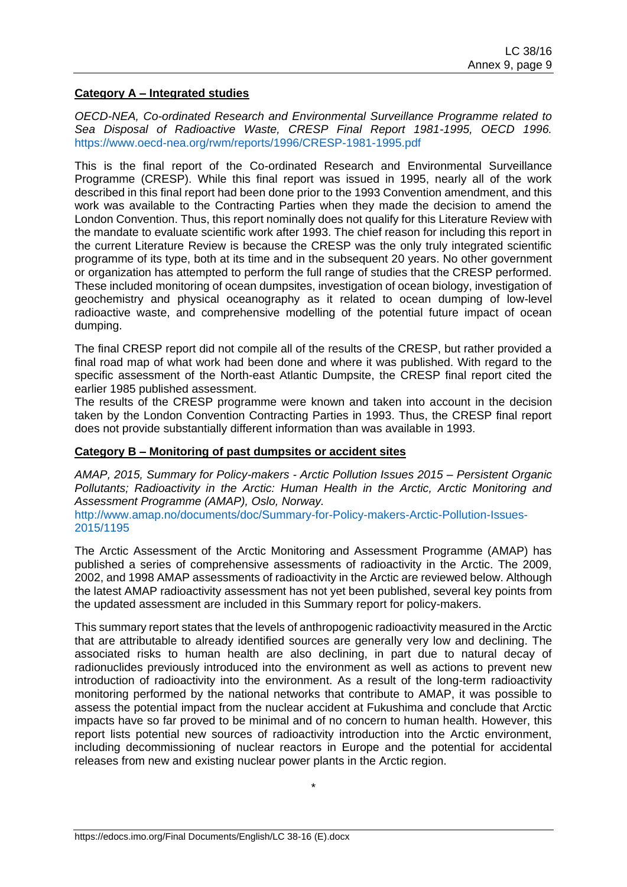**Category A – Integrated studies**

*OECD-NEA, Co-ordinated Research and Environmental Surveillance Programme related to Sea Disposal of Radioactive Waste, CRESP Final Report 1981-1995, OECD 1996.* https://www.oecd-nea.org/rwm/reports/1996/CRESP-1981-1995.pdf

This is the final report of the Co-ordinated Research and Environmental Surveillance Programme (CRESP). While this final report was issued in 1995, nearly all of the work described in this final report had been done prior to the 1993 Convention amendment, and this work was available to the Contracting Parties when they made the decision to amend the London Convention. Thus, this report nominally does not qualify for this Literature Review with the mandate to evaluate scientific work after 1993. The chief reason for including this report in the current Literature Review is because the CRESP was the only truly integrated scientific programme of its type, both at its time and in the subsequent 20 years. No other government or organization has attempted to perform the full range of studies that the CRESP performed. These included monitoring of ocean dumpsites, investigation of ocean biology, investigation of geochemistry and physical oceanography as it related to ocean dumping of low-level radioactive waste, and comprehensive modelling of the potential future impact of ocean dumping.

The final CRESP report did not compile all of the results of the CRESP, but rather provided a final road map of what work had been done and where it was published. With regard to the specific assessment of the North-east Atlantic Dumpsite, the CRESP final report cited the earlier 1985 published assessment.
The results of the CRESP programme were known and taken into account in the decision taken by the London Convention Contracting Parties in 1993. Thus, the CRESP final report does not provide substantially different information than was available in 1993.

**Category B – Monitoring of past dumpsites or accident sites**

*AMAP, 2015, Summary for Policy-makers - Arctic Pollution Issues 2015 – Persistent Organic Pollutants; Radioactivity in the Arctic: Human Health in the Arctic, Arctic Monitoring and Assessment Programme (AMAP), Oslo, Norway.*
http://www.amap.no/documents/doc/Summary-for-Policy-makers-Arctic-Pollution-Issues-2015/1195

The Arctic Assessment of the Arctic Monitoring and Assessment Programme (AMAP) has published a series of comprehensive assessments of radioactivity in the Arctic. The 2009, 2002, and 1998 AMAP assessments of radioactivity in the Arctic are reviewed below. Although the latest AMAP radioactivity assessment has not yet been published, several key points from the updated assessment are included in this Summary report for policy-makers.

This summary report states that the levels of anthropogenic radioactivity measured in the Arctic that are attributable to already identified sources are generally very low and declining. The associated risks to human health are also declining, in part due to natural decay of radionuclides previously introduced into the environment as well as actions to prevent new introduction of radioactivity into the environment. As a result of the long-term radioactivity monitoring performed by the national networks that contribute to AMAP, it was possible to assess the potential impact from the nuclear accident at Fukushima and conclude that Arctic impacts have so far proved to be minimal and of no concern to human health. However, this report lists potential new sources of radioactivity introduction into the Arctic environment, including decommissioning of nuclear reactors in Europe and the potential for accidental releases from new and existing nuclear power plants in the Arctic region.

\*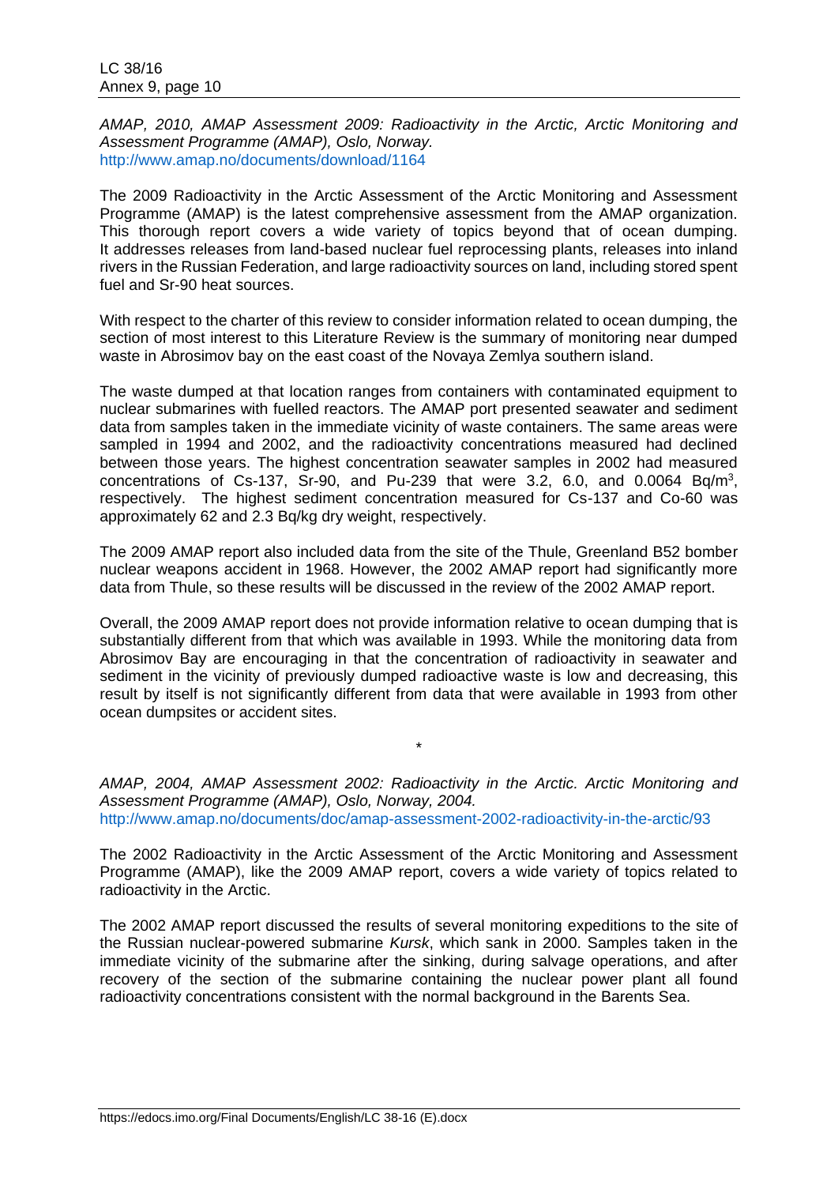*AMAP, 2010, AMAP Assessment 2009: Radioactivity in the Arctic, Arctic Monitoring and Assessment Programme (AMAP), Oslo, Norway.*
http://www.amap.no/documents/download/1164

The 2009 Radioactivity in the Arctic Assessment of the Arctic Monitoring and Assessment Programme (AMAP) is the latest comprehensive assessment from the AMAP organization. This thorough report covers a wide variety of topics beyond that of ocean dumping. It addresses releases from land-based nuclear fuel reprocessing plants, releases into inland rivers in the Russian Federation, and large radioactivity sources on land, including stored spent fuel and Sr-90 heat sources.

With respect to the charter of this review to consider information related to ocean dumping, the section of most interest to this Literature Review is the summary of monitoring near dumped waste in Abrosimov bay on the east coast of the Novaya Zemlya southern island.

The waste dumped at that location ranges from containers with contaminated equipment to nuclear submarines with fuelled reactors. The AMAP port presented seawater and sediment data from samples taken in the immediate vicinity of waste containers. The same areas were sampled in 1994 and 2002, and the radioactivity concentrations measured had declined between those years. The highest concentration seawater samples in 2002 had measured concentrations of Cs-137, Sr-90, and Pu-239 that were 3.2, 6.0, and 0.0064 $Bq/m^3$, respectively. The highest sediment concentration measured for Cs-137 and Co-60 was approximately 62 and 2.3 Bq/kg dry weight, respectively.

The 2009 AMAP report also included data from the site of the Thule, Greenland B52 bomber nuclear weapons accident in 1968. However, the 2002 AMAP report had significantly more data from Thule, so these results will be discussed in the review of the 2002 AMAP report.

Overall, the 2009 AMAP report does not provide information relative to ocean dumping that is substantially different from that which was available in 1993. While the monitoring data from Abrosimov Bay are encouraging in that the concentration of radioactivity in seawater and sediment in the vicinity of previously dumped radioactive waste is low and decreasing, this result by itself is not significantly different from data that were available in 1993 from other ocean dumpsites or accident sites.

\*

*AMAP, 2004, AMAP Assessment 2002: Radioactivity in the Arctic. Arctic Monitoring and Assessment Programme (AMAP), Oslo, Norway, 2004.*
http://www.amap.no/documents/doc/amap-assessment-2002-radioactivity-in-the-arctic/93

The 2002 Radioactivity in the Arctic Assessment of the Arctic Monitoring and Assessment Programme (AMAP), like the 2009 AMAP report, covers a wide variety of topics related to radioactivity in the Arctic.

The 2002 AMAP report discussed the results of several monitoring expeditions to the site of the Russian nuclear-powered submarine *Kursk*, which sank in 2000. Samples taken in the immediate vicinity of the submarine after the sinking, during salvage operations, and after recovery of the section of the submarine containing the nuclear power plant all found radioactivity concentrations consistent with the normal background in the Barents Sea.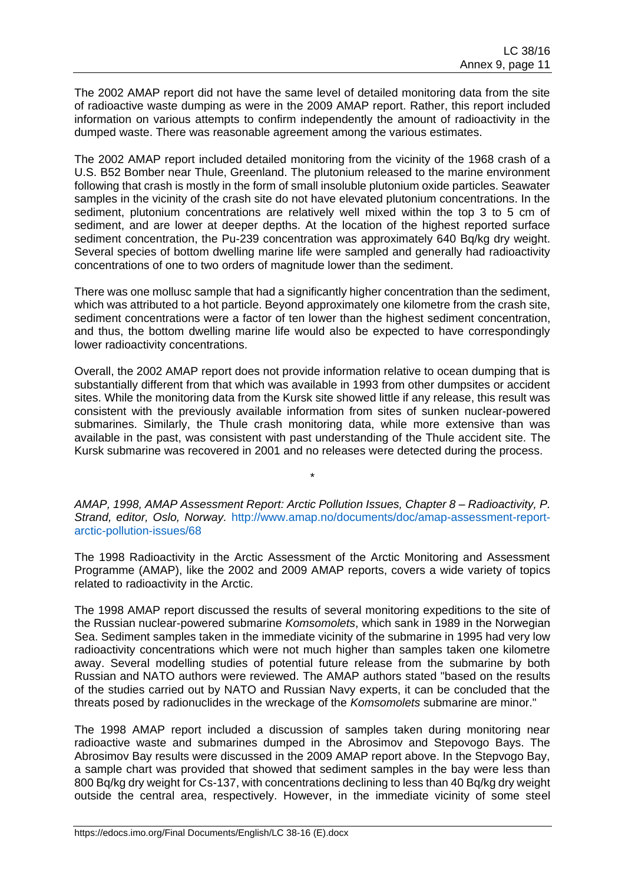The 2002 AMAP report did not have the same level of detailed monitoring data from the site of radioactive waste dumping as were in the 2009 AMAP report. Rather, this report included information on various attempts to confirm independently the amount of radioactivity in the dumped waste. There was reasonable agreement among the various estimates.

The 2002 AMAP report included detailed monitoring from the vicinity of the 1968 crash of a U.S. B52 Bomber near Thule, Greenland. The plutonium released to the marine environment following that crash is mostly in the form of small insoluble plutonium oxide particles. Seawater samples in the vicinity of the crash site do not have elevated plutonium concentrations. In the sediment, plutonium concentrations are relatively well mixed within the top 3 to 5 cm of sediment, and are lower at deeper depths. At the location of the highest reported surface sediment concentration, the Pu-239 concentration was approximately 640 Bq/kg dry weight. Several species of bottom dwelling marine life were sampled and generally had radioactivity concentrations of one to two orders of magnitude lower than the sediment.

There was one mollusc sample that had a significantly higher concentration than the sediment, which was attributed to a hot particle. Beyond approximately one kilometre from the crash site, sediment concentrations were a factor of ten lower than the highest sediment concentration, and thus, the bottom dwelling marine life would also be expected to have correspondingly lower radioactivity concentrations.

Overall, the 2002 AMAP report does not provide information relative to ocean dumping that is substantially different from that which was available in 1993 from other dumpsites or accident sites. While the monitoring data from the Kursk site showed little if any release, this result was consistent with the previously available information from sites of sunken nuclear-powered submarines. Similarly, the Thule crash monitoring data, while more extensive than was available in the past, was consistent with past understanding of the Thule accident site. The Kursk submarine was recovered in 2001 and no releases were detected during the process.

\*

*AMAP, 1998, AMAP Assessment Report: Arctic Pollution Issues, Chapter 8 – Radioactivity, P. Strand, editor, Oslo, Norway.* http://www.amap.no/documents/doc/amap-assessment-report-arctic-pollution-issues/68

The 1998 Radioactivity in the Arctic Assessment of the Arctic Monitoring and Assessment Programme (AMAP), like the 2002 and 2009 AMAP reports, covers a wide variety of topics related to radioactivity in the Arctic.

The 1998 AMAP report discussed the results of several monitoring expeditions to the site of the Russian nuclear-powered submarine *Komsomolets*, which sank in 1989 in the Norwegian Sea. Sediment samples taken in the immediate vicinity of the submarine in 1995 had very low radioactivity concentrations which were not much higher than samples taken one kilometre away. Several modelling studies of potential future release from the submarine by both Russian and NATO authors were reviewed. The AMAP authors stated "based on the results of the studies carried out by NATO and Russian Navy experts, it can be concluded that the threats posed by radionuclides in the wreckage of the *Komsomolets* submarine are minor."

The 1998 AMAP report included a discussion of samples taken during monitoring near radioactive waste and submarines dumped in the Abrosimov and Stepovogo Bays. The Abrosimov Bay results were discussed in the 2009 AMAP report above. In the Stepvogo Bay, a sample chart was provided that showed that sediment samples in the bay were less than 800 Bq/kg dry weight for Cs-137, with concentrations declining to less than 40 Bq/kg dry weight outside the central area, respectively. However, in the immediate vicinity of some steel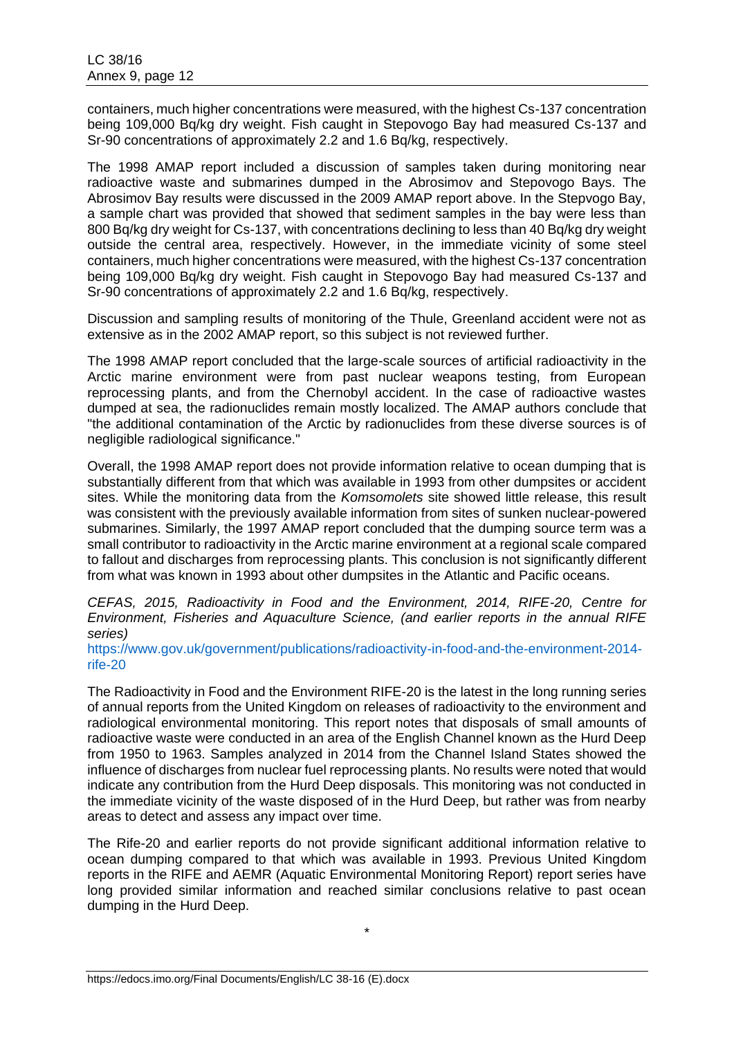containers, much higher concentrations were measured, with the highest Cs-137 concentration being 109,000 Bq/kg dry weight. Fish caught in Stepovogo Bay had measured Cs-137 and Sr-90 concentrations of approximately 2.2 and 1.6 Bq/kg, respectively.

The 1998 AMAP report included a discussion of samples taken during monitoring near radioactive waste and submarines dumped in the Abrosimov and Stepovogo Bays. The Abrosimov Bay results were discussed in the 2009 AMAP report above. In the Stepvogo Bay, a sample chart was provided that showed that sediment samples in the bay were less than 800 Bq/kg dry weight for Cs-137, with concentrations declining to less than 40 Bq/kg dry weight outside the central area, respectively. However, in the immediate vicinity of some steel containers, much higher concentrations were measured, with the highest Cs-137 concentration being 109,000 Bq/kg dry weight. Fish caught in Stepovogo Bay had measured Cs-137 and Sr-90 concentrations of approximately 2.2 and 1.6 Bq/kg, respectively.

Discussion and sampling results of monitoring of the Thule, Greenland accident were not as extensive as in the 2002 AMAP report, so this subject is not reviewed further.

The 1998 AMAP report concluded that the large-scale sources of artificial radioactivity in the Arctic marine environment were from past nuclear weapons testing, from European reprocessing plants, and from the Chernobyl accident. In the case of radioactive wastes dumped at sea, the radionuclides remain mostly localized. The AMAP authors conclude that "the additional contamination of the Arctic by radionuclides from these diverse sources is of negligible radiological significance."

Overall, the 1998 AMAP report does not provide information relative to ocean dumping that is substantially different from that which was available in 1993 from other dumpsites or accident sites. While the monitoring data from the *Komsomolets* site showed little release, this result was consistent with the previously available information from sites of sunken nuclear-powered submarines. Similarly, the 1997 AMAP report concluded that the dumping source term was a small contributor to radioactivity in the Arctic marine environment at a regional scale compared to fallout and discharges from reprocessing plants. This conclusion is not significantly different from what was known in 1993 about other dumpsites in the Atlantic and Pacific oceans.

*CEFAS, 2015, Radioactivity in Food and the Environment, 2014, RIFE-20, Centre for Environment, Fisheries and Aquaculture Science, (and earlier reports in the annual RIFE series)*
https://www.gov.uk/government/publications/radioactivity-in-food-and-the-environment-2014-rife-20

The Radioactivity in Food and the Environment RIFE-20 is the latest in the long running series of annual reports from the United Kingdom on releases of radioactivity to the environment and radiological environmental monitoring. This report notes that disposals of small amounts of radioactive waste were conducted in an area of the English Channel known as the Hurd Deep from 1950 to 1963. Samples analyzed in 2014 from the Channel Island States showed the influence of discharges from nuclear fuel reprocessing plants. No results were noted that would indicate any contribution from the Hurd Deep disposals. This monitoring was not conducted in the immediate vicinity of the waste disposed of in the Hurd Deep, but rather was from nearby areas to detect and assess any impact over time.

The Rife-20 and earlier reports do not provide significant additional information relative to ocean dumping compared to that which was available in 1993. Previous United Kingdom reports in the RIFE and AEMR (Aquatic Environmental Monitoring Report) report series have long provided similar information and reached similar conclusions relative to past ocean dumping in the Hurd Deep.

*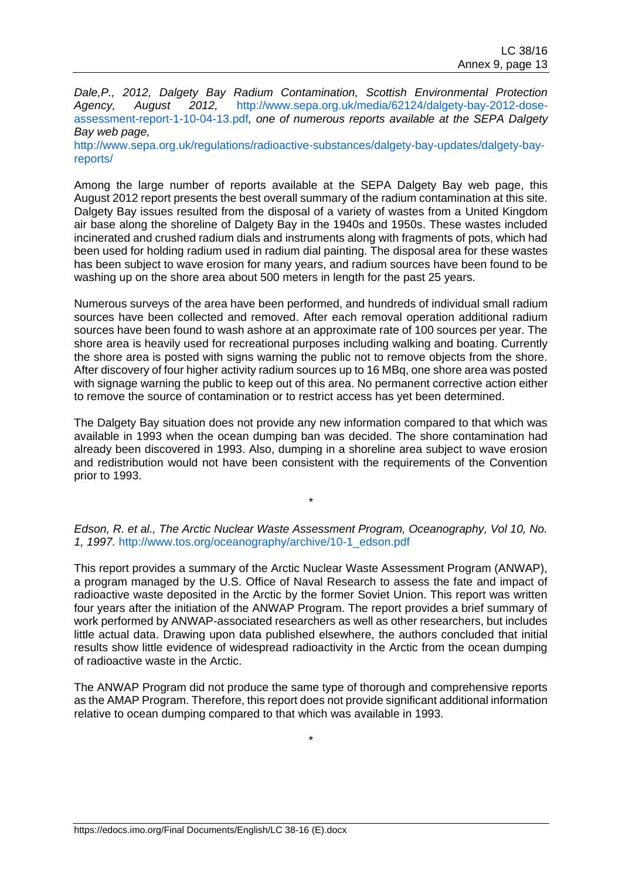*Dale,P., 2012, Dalgety Bay Radium Contamination, Scottish Environmental Protection Agency, August 2012,* http://www.sepa.org.uk/media/62124/dalgety-bay-2012-dose-assessment-report-1-10-04-13.pdf*, one of numerous reports available at the SEPA Dalgety Bay web page,* http://www.sepa.org.uk/regulations/radioactive-substances/dalgety-bay-updates/dalgety-bay-reports/

Among the large number of reports available at the SEPA Dalgety Bay web page, this August 2012 report presents the best overall summary of the radium contamination at this site. Dalgety Bay issues resulted from the disposal of a variety of wastes from a United Kingdom air base along the shoreline of Dalgety Bay in the 1940s and 1950s. These wastes included incinerated and crushed radium dials and instruments along with fragments of pots, which had been used for holding radium used in radium dial painting. The disposal area for these wastes has been subject to wave erosion for many years, and radium sources have been found to be washing up on the shore area about 500 meters in length for the past 25 years.

Numerous surveys of the area have been performed, and hundreds of individual small radium sources have been collected and removed. After each removal operation additional radium sources have been found to wash ashore at an approximate rate of 100 sources per year. The shore area is heavily used for recreational purposes including walking and boating. Currently the shore area is posted with signs warning the public not to remove objects from the shore. After discovery of four higher activity radium sources up to 16 MBq, one shore area was posted with signage warning the public to keep out of this area. No permanent corrective action either to remove the source of contamination or to restrict access has yet been determined.

The Dalgety Bay situation does not provide any new information compared to that which was available in 1993 when the ocean dumping ban was decided. The shore contamination had already been discovered in 1993. Also, dumping in a shoreline area subject to wave erosion and redistribution would not have been consistent with the requirements of the Convention prior to 1993.

*

*Edson, R. et al., The Arctic Nuclear Waste Assessment Program, Oceanography, Vol 10, No. 1, 1997.* http://www.tos.org/oceanography/archive/10-1_edson.pdf

This report provides a summary of the Arctic Nuclear Waste Assessment Program (ANWAP), a program managed by the U.S. Office of Naval Research to assess the fate and impact of radioactive waste deposited in the Arctic by the former Soviet Union. This report was written four years after the initiation of the ANWAP Program. The report provides a brief summary of work performed by ANWAP-associated researchers as well as other researchers, but includes little actual data. Drawing upon data published elsewhere, the authors concluded that initial results show little evidence of widespread radioactivity in the Arctic from the ocean dumping of radioactive waste in the Arctic.

The ANWAP Program did not produce the same type of thorough and comprehensive reports as the AMAP Program. Therefore, this report does not provide significant additional information relative to ocean dumping compared to that which was available in 1993.

*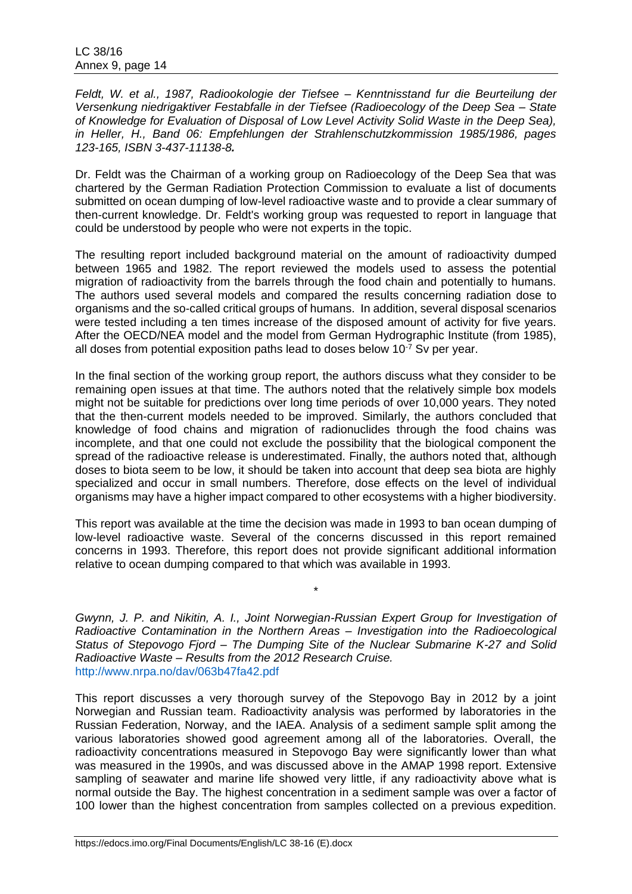*Feldt, W. et al., 1987, Radiookologie der Tiefsee – Kenntnisstand fur die Beurteilung der Versenkung niedrigaktiver Festabfalle in der Tiefsee (Radioecology of the Deep Sea – State of Knowledge for Evaluation of Disposal of Low Level Activity Solid Waste in the Deep Sea), in Heller, H., Band 06: Empfehlungen der Strahlenschutzkommission 1985/1986, pages 123-165, ISBN 3-437-11138-8.*

Dr. Feldt was the Chairman of a working group on Radioecology of the Deep Sea that was chartered by the German Radiation Protection Commission to evaluate a list of documents submitted on ocean dumping of low-level radioactive waste and to provide a clear summary of then-current knowledge. Dr. Feldt's working group was requested to report in language that could be understood by people who were not experts in the topic.

The resulting report included background material on the amount of radioactivity dumped between 1965 and 1982. The report reviewed the models used to assess the potential migration of radioactivity from the barrels through the food chain and potentially to humans. The authors used several models and compared the results concerning radiation dose to organisms and the so-called critical groups of humans. In addition, several disposal scenarios were tested including a ten times increase of the disposed amount of activity for five years. After the OECD/NEA model and the model from German Hydrographic Institute (from 1985), all doses from potential exposition paths lead to doses below $10^{-7}$ Sv per year.

In the final section of the working group report, the authors discuss what they consider to be remaining open issues at that time. The authors noted that the relatively simple box models might not be suitable for predictions over long time periods of over 10,000 years. They noted that the then-current models needed to be improved. Similarly, the authors concluded that knowledge of food chains and migration of radionuclides through the food chains was incomplete, and that one could not exclude the possibility that the biological component the spread of the radioactive release is underestimated. Finally, the authors noted that, although doses to biota seem to be low, it should be taken into account that deep sea biota are highly specialized and occur in small numbers. Therefore, dose effects on the level of individual organisms may have a higher impact compared to other ecosystems with a higher biodiversity.

This report was available at the time the decision was made in 1993 to ban ocean dumping of low-level radioactive waste. Several of the concerns discussed in this report remained concerns in 1993. Therefore, this report does not provide significant additional information relative to ocean dumping compared to that which was available in 1993.

\*

*Gwynn, J. P. and Nikitin, A. I., Joint Norwegian-Russian Expert Group for Investigation of Radioactive Contamination in the Northern Areas – Investigation into the Radioecological Status of Stepovogo Fjord – The Dumping Site of the Nuclear Submarine K-27 and Solid Radioactive Waste – Results from the 2012 Research Cruise.*
http://www.nrpa.no/dav/063b47fa42.pdf

This report discusses a very thorough survey of the Stepovogo Bay in 2012 by a joint Norwegian and Russian team. Radioactivity analysis was performed by laboratories in the Russian Federation, Norway, and the IAEA. Analysis of a sediment sample split among the various laboratories showed good agreement among all of the laboratories. Overall, the radioactivity concentrations measured in Stepovogo Bay were significantly lower than what was measured in the 1990s, and was discussed above in the AMAP 1998 report. Extensive sampling of seawater and marine life showed very little, if any radioactivity above what is normal outside the Bay. The highest concentration in a sediment sample was over a factor of 100 lower than the highest concentration from samples collected on a previous expedition.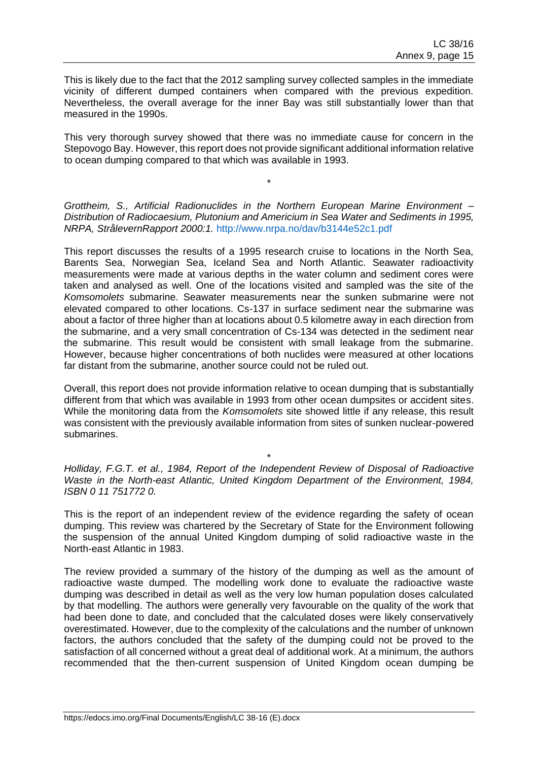This is likely due to the fact that the 2012 sampling survey collected samples in the immediate vicinity of different dumped containers when compared with the previous expedition. Nevertheless, the overall average for the inner Bay was still substantially lower than that measured in the 1990s.

This very thorough survey showed that there was no immediate cause for concern in the Stepovogo Bay. However, this report does not provide significant additional information relative to ocean dumping compared to that which was available in 1993.

\*

*Grottheim, S., Artificial Radionuclides in the Northern European Marine Environment – Distribution of Radiocaesium, Plutonium and Americium in Sea Water and Sediments in 1995, NRPA, StrålevernRapport 2000:1.* http://www.nrpa.no/dav/b3144e52c1.pdf

This report discusses the results of a 1995 research cruise to locations in the North Sea, Barents Sea, Norwegian Sea, Iceland Sea and North Atlantic. Seawater radioactivity measurements were made at various depths in the water column and sediment cores were taken and analysed as well. One of the locations visited and sampled was the site of the *Komsomolets* submarine. Seawater measurements near the sunken submarine were not elevated compared to other locations. Cs-137 in surface sediment near the submarine was about a factor of three higher than at locations about 0.5 kilometre away in each direction from the submarine, and a very small concentration of Cs-134 was detected in the sediment near the submarine. This result would be consistent with small leakage from the submarine. However, because higher concentrations of both nuclides were measured at other locations far distant from the submarine, another source could not be ruled out.

Overall, this report does not provide information relative to ocean dumping that is substantially different from that which was available in 1993 from other ocean dumpsites or accident sites. While the monitoring data from the *Komsomolets* site showed little if any release, this result was consistent with the previously available information from sites of sunken nuclear-powered submarines.

\*

*Holliday, F.G.T. et al., 1984, Report of the Independent Review of Disposal of Radioactive Waste in the North-east Atlantic, United Kingdom Department of the Environment, 1984, ISBN 0 11 751772 0.*

This is the report of an independent review of the evidence regarding the safety of ocean dumping. This review was chartered by the Secretary of State for the Environment following the suspension of the annual United Kingdom dumping of solid radioactive waste in the North-east Atlantic in 1983.

The review provided a summary of the history of the dumping as well as the amount of radioactive waste dumped. The modelling work done to evaluate the radioactive waste dumping was described in detail as well as the very low human population doses calculated by that modelling. The authors were generally very favourable on the quality of the work that had been done to date, and concluded that the calculated doses were likely conservatively overestimated. However, due to the complexity of the calculations and the number of unknown factors, the authors concluded that the safety of the dumping could not be proved to the satisfaction of all concerned without a great deal of additional work. At a minimum, the authors recommended that the then-current suspension of United Kingdom ocean dumping be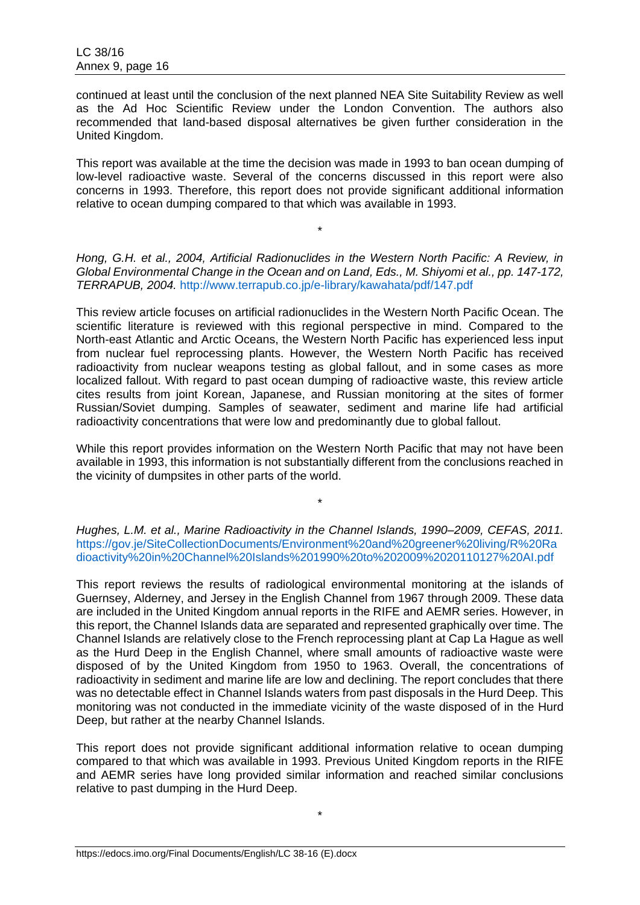continued at least until the conclusion of the next planned NEA Site Suitability Review as well as the Ad Hoc Scientific Review under the London Convention. The authors also recommended that land-based disposal alternatives be given further consideration in the United Kingdom.

This report was available at the time the decision was made in 1993 to ban ocean dumping of low-level radioactive waste. Several of the concerns discussed in this report were also concerns in 1993. Therefore, this report does not provide significant additional information relative to ocean dumping compared to that which was available in 1993.

*

*Hong, G.H. et al., 2004, Artificial Radionuclides in the Western North Pacific: A Review, in Global Environmental Change in the Ocean and on Land, Eds., M. Shiyomi et al., pp. 147-172, TERRAPUB, 2004.* http://www.terrapub.co.jp/e-library/kawahata/pdf/147.pdf

This review article focuses on artificial radionuclides in the Western North Pacific Ocean. The scientific literature is reviewed with this regional perspective in mind. Compared to the North-east Atlantic and Arctic Oceans, the Western North Pacific has experienced less input from nuclear fuel reprocessing plants. However, the Western North Pacific has received radioactivity from nuclear weapons testing as global fallout, and in some cases as more localized fallout. With regard to past ocean dumping of radioactive waste, this review article cites results from joint Korean, Japanese, and Russian monitoring at the sites of former Russian/Soviet dumping. Samples of seawater, sediment and marine life had artificial radioactivity concentrations that were low and predominantly due to global fallout.

While this report provides information on the Western North Pacific that may not have been available in 1993, this information is not substantially different from the conclusions reached in the vicinity of dumpsites in other parts of the world.

*

*Hughes, L.M. et al., Marine Radioactivity in the Channel Islands, 1990–2009, CEFAS, 2011.* https://gov.je/SiteCollectionDocuments/Environment%20and%20greener%20living/R%20Radioactivity%20in%20Channel%20Islands%201990%20to%202009%2020110127%20AI.pdf

This report reviews the results of radiological environmental monitoring at the islands of Guernsey, Alderney, and Jersey in the English Channel from 1967 through 2009. These data are included in the United Kingdom annual reports in the RIFE and AEMR series. However, in this report, the Channel Islands data are separated and represented graphically over time. The Channel Islands are relatively close to the French reprocessing plant at Cap La Hague as well as the Hurd Deep in the English Channel, where small amounts of radioactive waste were disposed of by the United Kingdom from 1950 to 1963. Overall, the concentrations of radioactivity in sediment and marine life are low and declining. The report concludes that there was no detectable effect in Channel Islands waters from past disposals in the Hurd Deep. This monitoring was not conducted in the immediate vicinity of the waste disposed of in the Hurd Deep, but rather at the nearby Channel Islands.

This report does not provide significant additional information relative to ocean dumping compared to that which was available in 1993. Previous United Kingdom reports in the RIFE and AEMR series have long provided similar information and reached similar conclusions relative to past dumping in the Hurd Deep.

*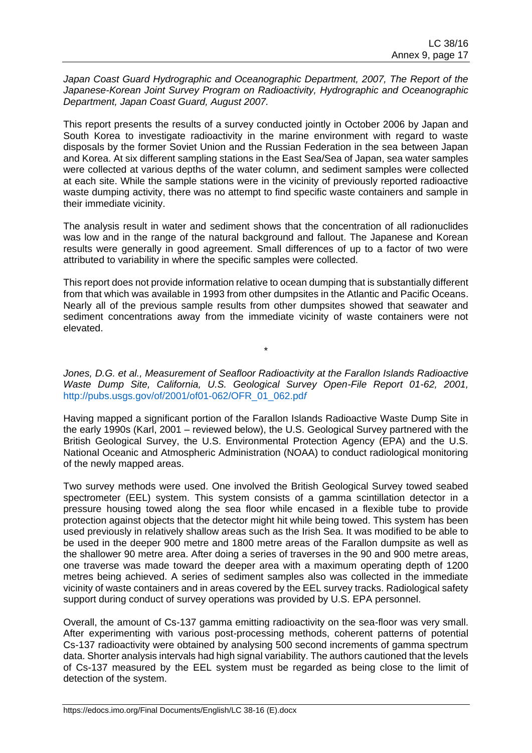*Japan Coast Guard Hydrographic and Oceanographic Department, 2007, The Report of the Japanese-Korean Joint Survey Program on Radioactivity, Hydrographic and Oceanographic Department, Japan Coast Guard, August 2007.*

This report presents the results of a survey conducted jointly in October 2006 by Japan and South Korea to investigate radioactivity in the marine environment with regard to waste disposals by the former Soviet Union and the Russian Federation in the sea between Japan and Korea. At six different sampling stations in the East Sea/Sea of Japan, sea water samples were collected at various depths of the water column, and sediment samples were collected at each site. While the sample stations were in the vicinity of previously reported radioactive waste dumping activity, there was no attempt to find specific waste containers and sample in their immediate vicinity.

The analysis result in water and sediment shows that the concentration of all radionuclides was low and in the range of the natural background and fallout. The Japanese and Korean results were generally in good agreement. Small differences of up to a factor of two were attributed to variability in where the specific samples were collected.

This report does not provide information relative to ocean dumping that is substantially different from that which was available in 1993 from other dumpsites in the Atlantic and Pacific Oceans. Nearly all of the previous sample results from other dumpsites showed that seawater and sediment concentrations away from the immediate vicinity of waste containers were not elevated.

\*

*Jones, D.G. et al., Measurement of Seafloor Radioactivity at the Farallon Islands Radioactive Waste Dump Site, California, U.S. Geological Survey Open-File Report 01-62, 2001,* http://pubs.usgs.gov/of/2001/of01-062/OFR_01_062.pdf

Having mapped a significant portion of the Farallon Islands Radioactive Waste Dump Site in the early 1990s (Karl, 2001 – reviewed below), the U.S. Geological Survey partnered with the British Geological Survey, the U.S. Environmental Protection Agency (EPA) and the U.S. National Oceanic and Atmospheric Administration (NOAA) to conduct radiological monitoring of the newly mapped areas.

Two survey methods were used. One involved the British Geological Survey towed seabed spectrometer (EEL) system. This system consists of a gamma scintillation detector in a pressure housing towed along the sea floor while encased in a flexible tube to provide protection against objects that the detector might hit while being towed. This system has been used previously in relatively shallow areas such as the Irish Sea. It was modified to be able to be used in the deeper 900 metre and 1800 metre areas of the Farallon dumpsite as well as the shallower 90 metre area. After doing a series of traverses in the 90 and 900 metre areas, one traverse was made toward the deeper area with a maximum operating depth of 1200 metres being achieved. A series of sediment samples also was collected in the immediate vicinity of waste containers and in areas covered by the EEL survey tracks. Radiological safety support during conduct of survey operations was provided by U.S. EPA personnel.

Overall, the amount of Cs-137 gamma emitting radioactivity on the sea-floor was very small. After experimenting with various post-processing methods, coherent patterns of potential Cs-137 radioactivity were obtained by analysing 500 second increments of gamma spectrum data. Shorter analysis intervals had high signal variability. The authors cautioned that the levels of Cs-137 measured by the EEL system must be regarded as being close to the limit of detection of the system.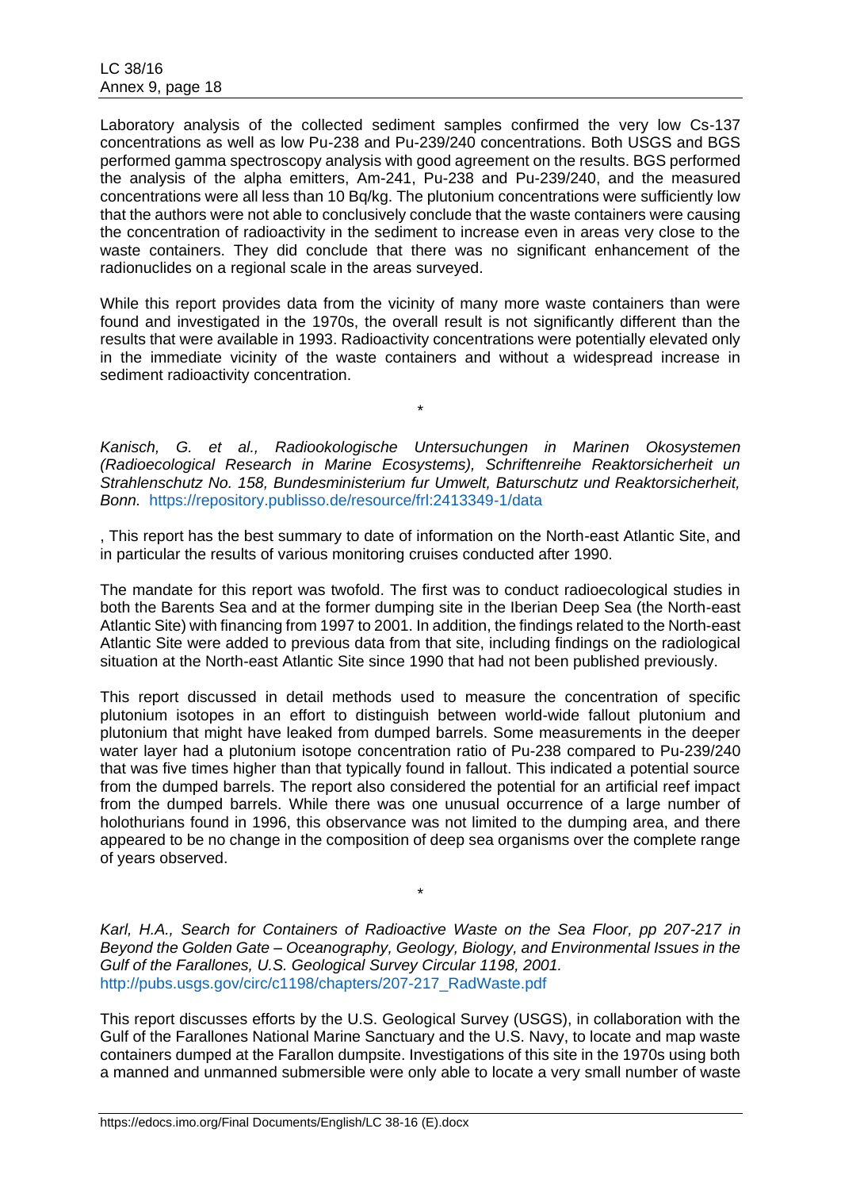Laboratory analysis of the collected sediment samples confirmed the very low Cs-137 concentrations as well as low Pu-238 and Pu-239/240 concentrations. Both USGS and BGS performed gamma spectroscopy analysis with good agreement on the results. BGS performed the analysis of the alpha emitters, Am-241, Pu-238 and Pu-239/240, and the measured concentrations were all less than 10 Bq/kg. The plutonium concentrations were sufficiently low that the authors were not able to conclusively conclude that the waste containers were causing the concentration of radioactivity in the sediment to increase even in areas very close to the waste containers. They did conclude that there was no significant enhancement of the radionuclides on a regional scale in the areas surveyed.

While this report provides data from the vicinity of many more waste containers than were found and investigated in the 1970s, the overall result is not significantly different than the results that were available in 1993. Radioactivity concentrations were potentially elevated only in the immediate vicinity of the waste containers and without a widespread increase in sediment radioactivity concentration.

\*

*Kanisch, G. et al., Radiookologische Untersuchungen in Marinen Okosystemen (Radioecological Research in Marine Ecosystems), Schriftenreihe Reaktorsicherheit un Strahlenschutz No. 158, Bundesministerium fur Umwelt, Baturschutz und Reaktorsicherheit, Bonn.* https://repository.publisso.de/resource/frl:2413349-1/data

, This report has the best summary to date of information on the North-east Atlantic Site, and in particular the results of various monitoring cruises conducted after 1990.

The mandate for this report was twofold. The first was to conduct radioecological studies in both the Barents Sea and at the former dumping site in the Iberian Deep Sea (the North-east Atlantic Site) with financing from 1997 to 2001. In addition, the findings related to the North-east Atlantic Site were added to previous data from that site, including findings on the radiological situation at the North-east Atlantic Site since 1990 that had not been published previously.

This report discussed in detail methods used to measure the concentration of specific plutonium isotopes in an effort to distinguish between world-wide fallout plutonium and plutonium that might have leaked from dumped barrels. Some measurements in the deeper water layer had a plutonium isotope concentration ratio of Pu-238 compared to Pu-239/240 that was five times higher than that typically found in fallout. This indicated a potential source from the dumped barrels. The report also considered the potential for an artificial reef impact from the dumped barrels. While there was one unusual occurrence of a large number of holothurians found in 1996, this observance was not limited to the dumping area, and there appeared to be no change in the composition of deep sea organisms over the complete range of years observed.

\*

*Karl, H.A., Search for Containers of Radioactive Waste on the Sea Floor, pp 207-217 in Beyond the Golden Gate – Oceanography, Geology, Biology, and Environmental Issues in the Gulf of the Farallones, U.S. Geological Survey Circular 1198, 2001.* http://pubs.usgs.gov/circ/c1198/chapters/207-217_RadWaste.pdf

This report discusses efforts by the U.S. Geological Survey (USGS), in collaboration with the Gulf of the Farallones National Marine Sanctuary and the U.S. Navy, to locate and map waste containers dumped at the Farallon dumpsite. Investigations of this site in the 1970s using both a manned and unmanned submersible were only able to locate a very small number of waste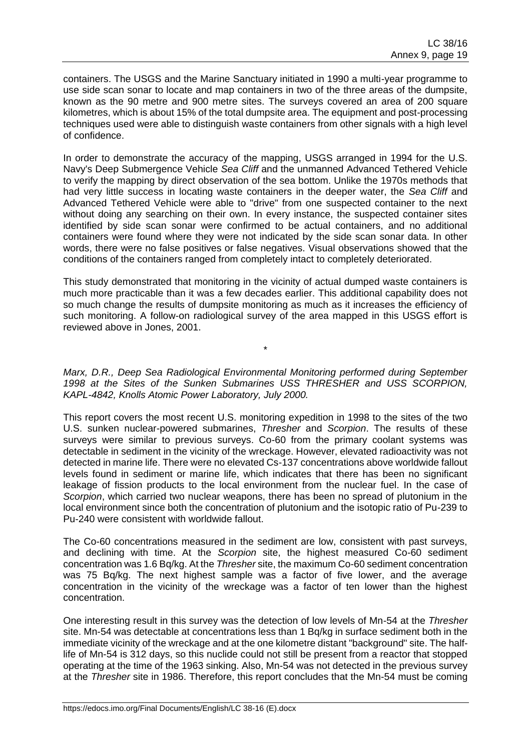containers. The USGS and the Marine Sanctuary initiated in 1990 a multi-year programme to use side scan sonar to locate and map containers in two of the three areas of the dumpsite, known as the 90 metre and 900 metre sites. The surveys covered an area of 200 square kilometres, which is about 15% of the total dumpsite area. The equipment and post-processing techniques used were able to distinguish waste containers from other signals with a high level of confidence.

In order to demonstrate the accuracy of the mapping, USGS arranged in 1994 for the U.S. Navy's Deep Submergence Vehicle *Sea Cliff* and the unmanned Advanced Tethered Vehicle to verify the mapping by direct observation of the sea bottom. Unlike the 1970s methods that had very little success in locating waste containers in the deeper water, the *Sea Cliff* and Advanced Tethered Vehicle were able to "drive" from one suspected container to the next without doing any searching on their own. In every instance, the suspected container sites identified by side scan sonar were confirmed to be actual containers, and no additional containers were found where they were not indicated by the side scan sonar data. In other words, there were no false positives or false negatives. Visual observations showed that the conditions of the containers ranged from completely intact to completely deteriorated.

This study demonstrated that monitoring in the vicinity of actual dumped waste containers is much more practicable than it was a few decades earlier. This additional capability does not so much change the results of dumpsite monitoring as much as it increases the efficiency of such monitoring. A follow-on radiological survey of the area mapped in this USGS effort is reviewed above in Jones, 2001.

\*

*Marx, D.R., Deep Sea Radiological Environmental Monitoring performed during September 1998 at the Sites of the Sunken Submarines USS THRESHER and USS SCORPION, KAPL-4842, Knolls Atomic Power Laboratory, July 2000.*

This report covers the most recent U.S. monitoring expedition in 1998 to the sites of the two U.S. sunken nuclear-powered submarines, *Thresher* and *Scorpion*. The results of these surveys were similar to previous surveys. Co-60 from the primary coolant systems was detectable in sediment in the vicinity of the wreckage. However, elevated radioactivity was not detected in marine life. There were no elevated Cs-137 concentrations above worldwide fallout levels found in sediment or marine life, which indicates that there has been no significant leakage of fission products to the local environment from the nuclear fuel. In the case of *Scorpion*, which carried two nuclear weapons, there has been no spread of plutonium in the local environment since both the concentration of plutonium and the isotopic ratio of Pu-239 to Pu-240 were consistent with worldwide fallout.

The Co-60 concentrations measured in the sediment are low, consistent with past surveys, and declining with time. At the *Scorpion* site, the highest measured Co-60 sediment concentration was 1.6 Bq/kg. At the *Thresher* site, the maximum Co-60 sediment concentration was 75 Bq/kg. The next highest sample was a factor of five lower, and the average concentration in the vicinity of the wreckage was a factor of ten lower than the highest concentration.

One interesting result in this survey was the detection of low levels of Mn-54 at the *Thresher* site. Mn-54 was detectable at concentrations less than 1 Bq/kg in surface sediment both in the immediate vicinity of the wreckage and at the one kilometre distant "background" site. The half-life of Mn-54 is 312 days, so this nuclide could not still be present from a reactor that stopped operating at the time of the 1963 sinking. Also, Mn-54 was not detected in the previous survey at the *Thresher* site in 1986. Therefore, this report concludes that the Mn-54 must be coming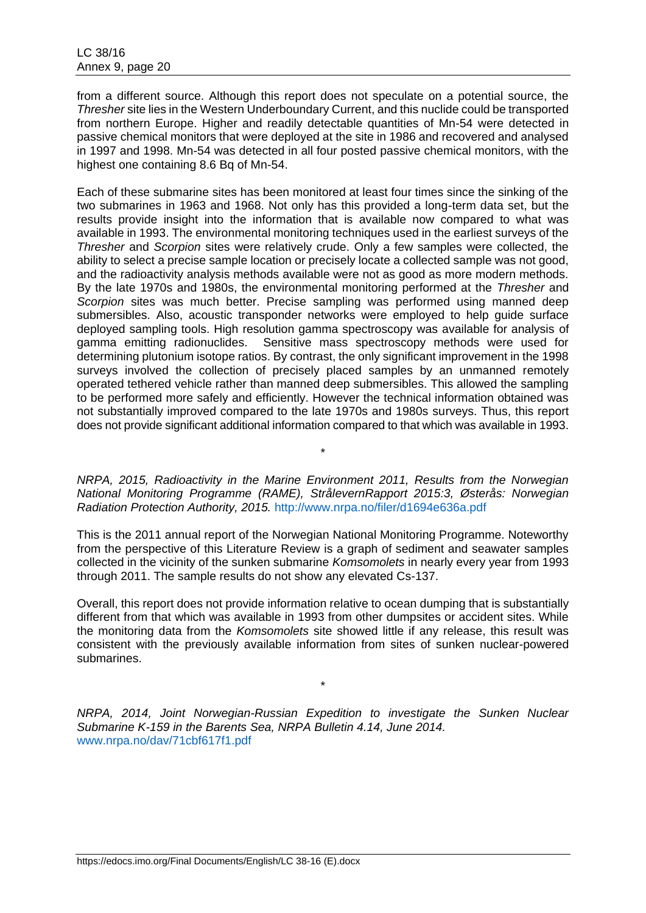from a different source. Although this report does not speculate on a potential source, the *Thresher* site lies in the Western Underboundary Current, and this nuclide could be transported from northern Europe. Higher and readily detectable quantities of Mn-54 were detected in passive chemical monitors that were deployed at the site in 1986 and recovered and analysed in 1997 and 1998. Mn-54 was detected in all four posted passive chemical monitors, with the highest one containing 8.6 Bq of Mn-54.

Each of these submarine sites has been monitored at least four times since the sinking of the two submarines in 1963 and 1968. Not only has this provided a long-term data set, but the results provide insight into the information that is available now compared to what was available in 1993. The environmental monitoring techniques used in the earliest surveys of the *Thresher* and *Scorpion* sites were relatively crude. Only a few samples were collected, the ability to select a precise sample location or precisely locate a collected sample was not good, and the radioactivity analysis methods available were not as good as more modern methods. By the late 1970s and 1980s, the environmental monitoring performed at the *Thresher* and *Scorpion* sites was much better. Precise sampling was performed using manned deep submersibles. Also, acoustic transponder networks were employed to help guide surface deployed sampling tools. High resolution gamma spectroscopy was available for analysis of gamma emitting radionuclides. Sensitive mass spectroscopy methods were used for determining plutonium isotope ratios. By contrast, the only significant improvement in the 1998 surveys involved the collection of precisely placed samples by an unmanned remotely operated tethered vehicle rather than manned deep submersibles. This allowed the sampling to be performed more safely and efficiently. However the technical information obtained was not substantially improved compared to the late 1970s and 1980s surveys. Thus, this report does not provide significant additional information compared to that which was available in 1993.

\*

*NRPA, 2015, Radioactivity in the Marine Environment 2011, Results from the Norwegian National Monitoring Programme (RAME), StrålevernRapport 2015:3, Østerås: Norwegian Radiation Protection Authority, 2015.* http://www.nrpa.no/filer/d1694e636a.pdf

This is the 2011 annual report of the Norwegian National Monitoring Programme. Noteworthy from the perspective of this Literature Review is a graph of sediment and seawater samples collected in the vicinity of the sunken submarine *Komsomolets* in nearly every year from 1993 through 2011. The sample results do not show any elevated Cs-137.

Overall, this report does not provide information relative to ocean dumping that is substantially different from that which was available in 1993 from other dumpsites or accident sites. While the monitoring data from the *Komsomolets* site showed little if any release, this result was consistent with the previously available information from sites of sunken nuclear-powered submarines.

\*

*NRPA, 2014, Joint Norwegian-Russian Expedition to investigate the Sunken Nuclear Submarine K-159 in the Barents Sea, NRPA Bulletin 4.14, June 2014.* www.nrpa.no/dav/71cbf617f1.pdf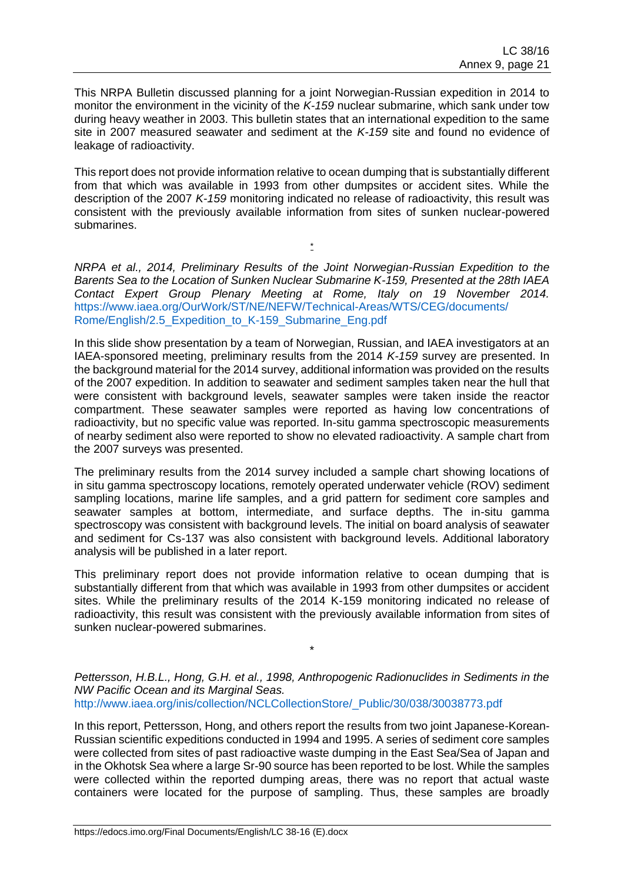This NRPA Bulletin discussed planning for a joint Norwegian-Russian expedition in 2014 to monitor the environment in the vicinity of the *K-159* nuclear submarine, which sank under tow during heavy weather in 2003. This bulletin states that an international expedition to the same site in 2007 measured seawater and sediment at the *K-159* site and found no evidence of leakage of radioactivity.

This report does not provide information relative to ocean dumping that is substantially different from that which was available in 1993 from other dumpsites or accident sites. While the description of the 2007 *K-159* monitoring indicated no release of radioactivity, this result was consistent with the previously available information from sites of sunken nuclear-powered submarines.

*

*NRPA et al., 2014, Preliminary Results of the Joint Norwegian-Russian Expedition to the Barents Sea to the Location of Sunken Nuclear Submarine K-159, Presented at the 28th IAEA Contact Expert Group Plenary Meeting at Rome, Italy on 19 November 2014.*
https://www.iaea.org/OurWork/ST/NE/NEFW/Technical-Areas/WTS/CEG/documents/Rome/English/2.5_Expedition_to_K-159_Submarine_Eng.pdf

In this slide show presentation by a team of Norwegian, Russian, and IAEA investigators at an IAEA-sponsored meeting, preliminary results from the 2014 *K-159* survey are presented. In the background material for the 2014 survey, additional information was provided on the results of the 2007 expedition. In addition to seawater and sediment samples taken near the hull that were consistent with background levels, seawater samples were taken inside the reactor compartment. These seawater samples were reported as having low concentrations of radioactivity, but no specific value was reported. In-situ gamma spectroscopic measurements of nearby sediment also were reported to show no elevated radioactivity. A sample chart from the 2007 surveys was presented.

The preliminary results from the 2014 survey included a sample chart showing locations of in situ gamma spectroscopy locations, remotely operated underwater vehicle (ROV) sediment sampling locations, marine life samples, and a grid pattern for sediment core samples and seawater samples at bottom, intermediate, and surface depths. The in-situ gamma spectroscopy was consistent with background levels. The initial on board analysis of seawater and sediment for Cs-137 was also consistent with background levels. Additional laboratory analysis will be published in a later report.

This preliminary report does not provide information relative to ocean dumping that is substantially different from that which was available in 1993 from other dumpsites or accident sites. While the preliminary results of the 2014 K-159 monitoring indicated no release of radioactivity, this result was consistent with the previously available information from sites of sunken nuclear-powered submarines.

*

*Pettersson, H.B.L., Hong, G.H. et al., 1998, Anthropogenic Radionuclides in Sediments in the NW Pacific Ocean and its Marginal Seas.*
http://www.iaea.org/inis/collection/NCLCollectionStore/_Public/30/038/30038773.pdf

In this report, Pettersson, Hong, and others report the results from two joint Japanese-Korean-Russian scientific expeditions conducted in 1994 and 1995. A series of sediment core samples were collected from sites of past radioactive waste dumping in the East Sea/Sea of Japan and in the Okhotsk Sea where a large Sr-90 source has been reported to be lost. While the samples were collected within the reported dumping areas, there was no report that actual waste containers were located for the purpose of sampling. Thus, these samples are broadly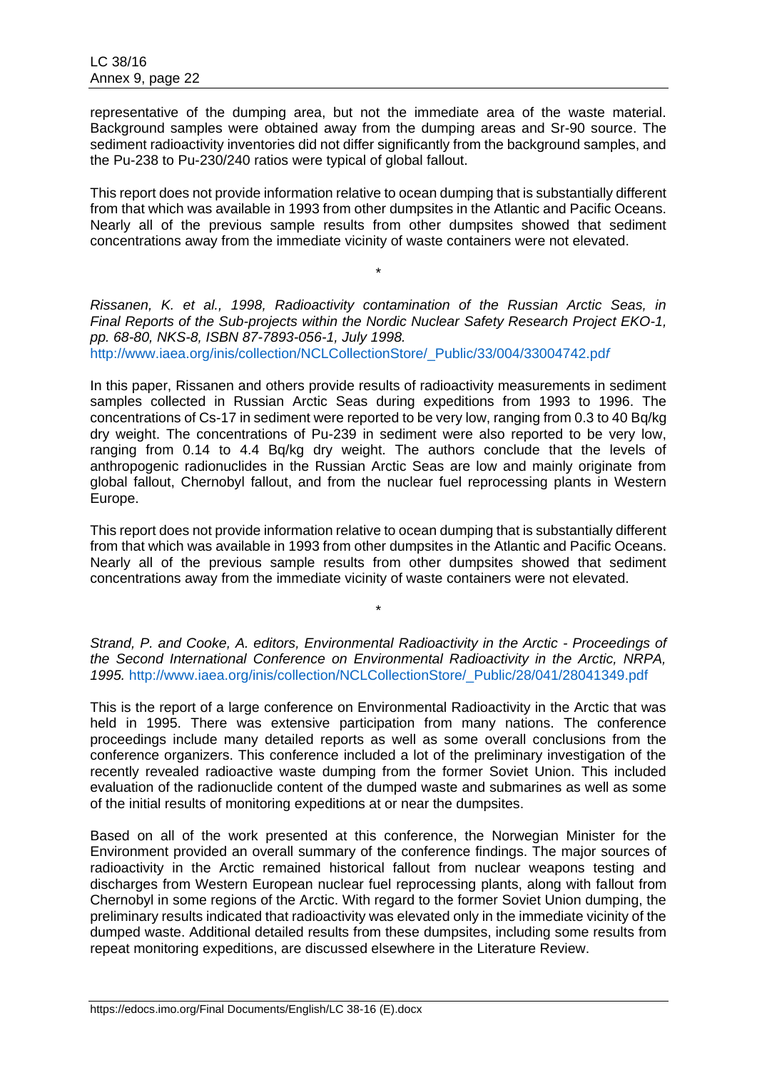representative of the dumping area, but not the immediate area of the waste material. Background samples were obtained away from the dumping areas and Sr-90 source. The sediment radioactivity inventories did not differ significantly from the background samples, and the Pu-238 to Pu-230/240 ratios were typical of global fallout.

This report does not provide information relative to ocean dumping that is substantially different from that which was available in 1993 from other dumpsites in the Atlantic and Pacific Oceans. Nearly all of the previous sample results from other dumpsites showed that sediment concentrations away from the immediate vicinity of waste containers were not elevated.

\*

*Rissanen, K. et al., 1998, Radioactivity contamination of the Russian Arctic Seas, in Final Reports of the Sub-projects within the Nordic Nuclear Safety Research Project EKO-1, pp. 68-80, NKS-8, ISBN 87-7893-056-1, July 1998.*
http://www.iaea.org/inis/collection/NCLCollectionStore/_Public/33/004/33004742.pdf

In this paper, Rissanen and others provide results of radioactivity measurements in sediment samples collected in Russian Arctic Seas during expeditions from 1993 to 1996. The concentrations of Cs-17 in sediment were reported to be very low, ranging from 0.3 to 40 Bq/kg dry weight. The concentrations of Pu-239 in sediment were also reported to be very low, ranging from 0.14 to 4.4 Bq/kg dry weight. The authors conclude that the levels of anthropogenic radionuclides in the Russian Arctic Seas are low and mainly originate from global fallout, Chernobyl fallout, and from the nuclear fuel reprocessing plants in Western Europe.

This report does not provide information relative to ocean dumping that is substantially different from that which was available in 1993 from other dumpsites in the Atlantic and Pacific Oceans. Nearly all of the previous sample results from other dumpsites showed that sediment concentrations away from the immediate vicinity of waste containers were not elevated.

\*

*Strand, P. and Cooke, A. editors, Environmental Radioactivity in the Arctic - Proceedings of the Second International Conference on Environmental Radioactivity in the Arctic, NRPA, 1995.* http://www.iaea.org/inis/collection/NCLCollectionStore/_Public/28/041/28041349.pdf

This is the report of a large conference on Environmental Radioactivity in the Arctic that was held in 1995. There was extensive participation from many nations. The conference proceedings include many detailed reports as well as some overall conclusions from the conference organizers. This conference included a lot of the preliminary investigation of the recently revealed radioactive waste dumping from the former Soviet Union. This included evaluation of the radionuclide content of the dumped waste and submarines as well as some of the initial results of monitoring expeditions at or near the dumpsites.

Based on all of the work presented at this conference, the Norwegian Minister for the Environment provided an overall summary of the conference findings. The major sources of radioactivity in the Arctic remained historical fallout from nuclear weapons testing and discharges from Western European nuclear fuel reprocessing plants, along with fallout from Chernobyl in some regions of the Arctic. With regard to the former Soviet Union dumping, the preliminary results indicated that radioactivity was elevated only in the immediate vicinity of the dumped waste. Additional detailed results from these dumpsites, including some results from repeat monitoring expeditions, are discussed elsewhere in the Literature Review.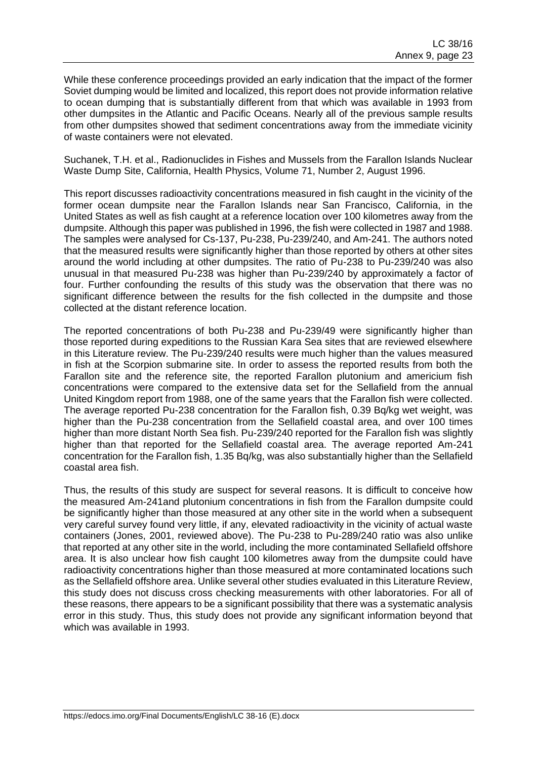While these conference proceedings provided an early indication that the impact of the former Soviet dumping would be limited and localized, this report does not provide information relative to ocean dumping that is substantially different from that which was available in 1993 from other dumpsites in the Atlantic and Pacific Oceans. Nearly all of the previous sample results from other dumpsites showed that sediment concentrations away from the immediate vicinity of waste containers were not elevated.

Suchanek, T.H. et al., Radionuclides in Fishes and Mussels from the Farallon Islands Nuclear Waste Dump Site, California, Health Physics, Volume 71, Number 2, August 1996.

This report discusses radioactivity concentrations measured in fish caught in the vicinity of the former ocean dumpsite near the Farallon Islands near San Francisco, California, in the United States as well as fish caught at a reference location over 100 kilometres away from the dumpsite. Although this paper was published in 1996, the fish were collected in 1987 and 1988. The samples were analysed for Cs-137, Pu-238, Pu-239/240, and Am-241. The authors noted that the measured results were significantly higher than those reported by others at other sites around the world including at other dumpsites. The ratio of Pu-238 to Pu-239/240 was also unusual in that measured Pu-238 was higher than Pu-239/240 by approximately a factor of four. Further confounding the results of this study was the observation that there was no significant difference between the results for the fish collected in the dumpsite and those collected at the distant reference location.

The reported concentrations of both Pu-238 and Pu-239/49 were significantly higher than those reported during expeditions to the Russian Kara Sea sites that are reviewed elsewhere in this Literature review. The Pu-239/240 results were much higher than the values measured in fish at the Scorpion submarine site. In order to assess the reported results from both the Farallon site and the reference site, the reported Farallon plutonium and americium fish concentrations were compared to the extensive data set for the Sellafield from the annual United Kingdom report from 1988, one of the same years that the Farallon fish were collected. The average reported Pu-238 concentration for the Farallon fish, 0.39 Bq/kg wet weight, was higher than the Pu-238 concentration from the Sellafield coastal area, and over 100 times higher than more distant North Sea fish. Pu-239/240 reported for the Farallon fish was slightly higher than that reported for the Sellafield coastal area. The average reported Am-241 concentration for the Farallon fish, 1.35 Bq/kg, was also substantially higher than the Sellafield coastal area fish.

Thus, the results of this study are suspect for several reasons. It is difficult to conceive how the measured Am-241and plutonium concentrations in fish from the Farallon dumpsite could be significantly higher than those measured at any other site in the world when a subsequent very careful survey found very little, if any, elevated radioactivity in the vicinity of actual waste containers (Jones, 2001, reviewed above). The Pu-238 to Pu-289/240 ratio was also unlike that reported at any other site in the world, including the more contaminated Sellafield offshore area. It is also unclear how fish caught 100 kilometres away from the dumpsite could have radioactivity concentrations higher than those measured at more contaminated locations such as the Sellafield offshore area. Unlike several other studies evaluated in this Literature Review, this study does not discuss cross checking measurements with other laboratories. For all of these reasons, there appears to be a significant possibility that there was a systematic analysis error in this study. Thus, this study does not provide any significant information beyond that which was available in 1993.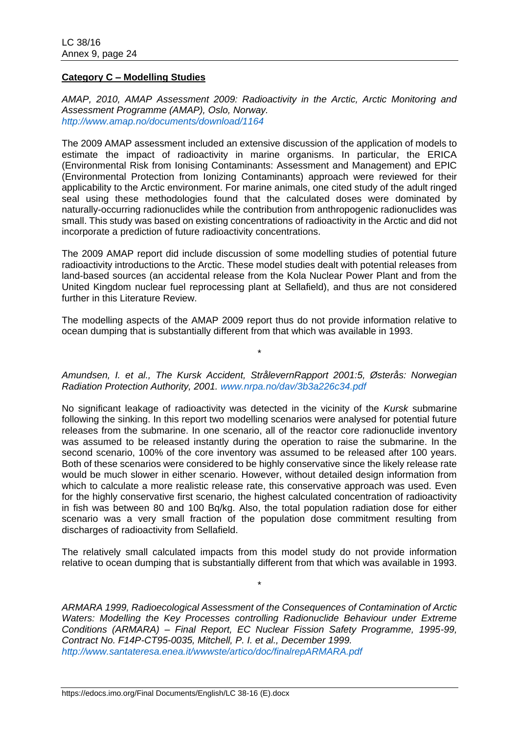**<u>Category C – Modelling Studies</u>**

*AMAP, 2010, AMAP Assessment 2009: Radioactivity in the Arctic, Arctic Monitoring and Assessment Programme (AMAP), Oslo, Norway.*
*http://www.amap.no/documents/download/1164*

The 2009 AMAP assessment included an extensive discussion of the application of models to estimate the impact of radioactivity in marine organisms. In particular, the ERICA (Environmental Risk from Ionising Contaminants: Assessment and Management) and EPIC (Environmental Protection from Ionizing Contaminants) approach were reviewed for their applicability to the Arctic environment. For marine animals, one cited study of the adult ringed seal using these methodologies found that the calculated doses were dominated by naturally-occurring radionuclides while the contribution from anthropogenic radionuclides was small. This study was based on existing concentrations of radioactivity in the Arctic and did not incorporate a prediction of future radioactivity concentrations.

The 2009 AMAP report did include discussion of some modelling studies of potential future radioactivity introductions to the Arctic. These model studies dealt with potential releases from land-based sources (an accidental release from the Kola Nuclear Power Plant and from the United Kingdom nuclear fuel reprocessing plant at Sellafield), and thus are not considered further in this Literature Review.

The modelling aspects of the AMAP 2009 report thus do not provide information relative to ocean dumping that is substantially different from that which was available in 1993.

\*

*Amundsen, I. et al., The Kursk Accident, StrålevernRapport 2001:5, Østerås: Norwegian Radiation Protection Authority, 2001. www.nrpa.no/dav/3b3a226c34.pdf*

No significant leakage of radioactivity was detected in the vicinity of the *Kursk* submarine following the sinking. In this report two modelling scenarios were analysed for potential future releases from the submarine. In one scenario, all of the reactor core radionuclide inventory was assumed to be released instantly during the operation to raise the submarine. In the second scenario, 100% of the core inventory was assumed to be released after 100 years. Both of these scenarios were considered to be highly conservative since the likely release rate would be much slower in either scenario. However, without detailed design information from which to calculate a more realistic release rate, this conservative approach was used. Even for the highly conservative first scenario, the highest calculated concentration of radioactivity in fish was between 80 and 100 Bq/kg. Also, the total population radiation dose for either scenario was a very small fraction of the population dose commitment resulting from discharges of radioactivity from Sellafield.

The relatively small calculated impacts from this model study do not provide information relative to ocean dumping that is substantially different from that which was available in 1993.

\*

*ARMARA 1999, Radioecological Assessment of the Consequences of Contamination of Arctic Waters: Modelling the Key Processes controlling Radionuclide Behaviour under Extreme Conditions (ARMARA) – Final Report, EC Nuclear Fission Safety Programme, 1995-99, Contract No. F14P-CT95-0035, Mitchell, P. I. et al., December 1999.*
*http://www.santateresa.enea.it/wwwste/artico/doc/finalrepARMARA.pdf*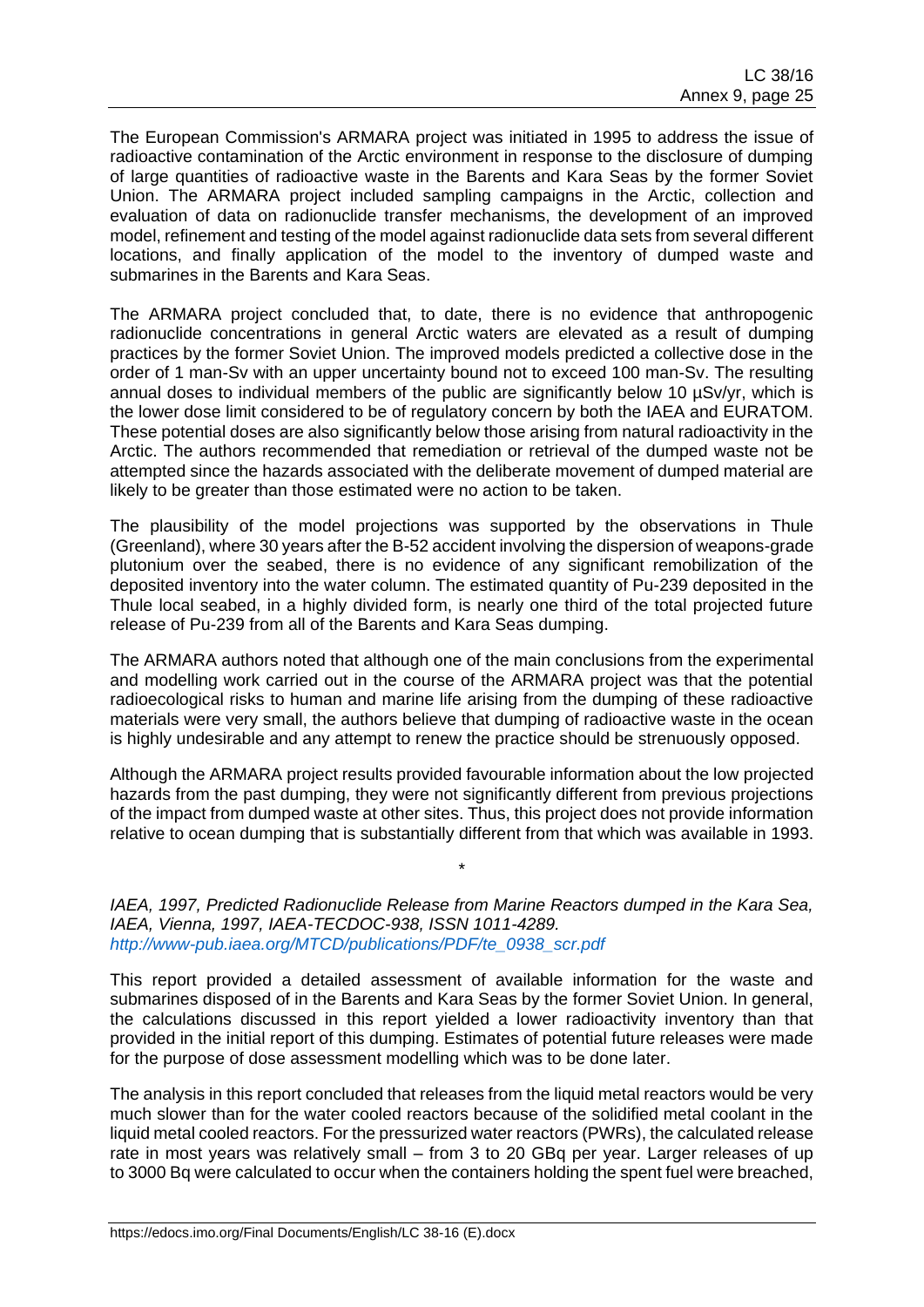The European Commission's ARMARA project was initiated in 1995 to address the issue of radioactive contamination of the Arctic environment in response to the disclosure of dumping of large quantities of radioactive waste in the Barents and Kara Seas by the former Soviet Union. The ARMARA project included sampling campaigns in the Arctic, collection and evaluation of data on radionuclide transfer mechanisms, the development of an improved model, refinement and testing of the model against radionuclide data sets from several different locations, and finally application of the model to the inventory of dumped waste and submarines in the Barents and Kara Seas.

The ARMARA project concluded that, to date, there is no evidence that anthropogenic radionuclide concentrations in general Arctic waters are elevated as a result of dumping practices by the former Soviet Union. The improved models predicted a collective dose in the order of 1 man-Sv with an upper uncertainty bound not to exceed 100 man-Sv. The resulting annual doses to individual members of the public are significantly below 10 µSv/yr, which is the lower dose limit considered to be of regulatory concern by both the IAEA and EURATOM. These potential doses are also significantly below those arising from natural radioactivity in the Arctic. The authors recommended that remediation or retrieval of the dumped waste not be attempted since the hazards associated with the deliberate movement of dumped material are likely to be greater than those estimated were no action to be taken.

The plausibility of the model projections was supported by the observations in Thule (Greenland), where 30 years after the B-52 accident involving the dispersion of weapons-grade plutonium over the seabed, there is no evidence of any significant remobilization of the deposited inventory into the water column. The estimated quantity of Pu-239 deposited in the Thule local seabed, in a highly divided form, is nearly one third of the total projected future release of Pu-239 from all of the Barents and Kara Seas dumping.

The ARMARA authors noted that although one of the main conclusions from the experimental and modelling work carried out in the course of the ARMARA project was that the potential radioecological risks to human and marine life arising from the dumping of these radioactive materials were very small, the authors believe that dumping of radioactive waste in the ocean is highly undesirable and any attempt to renew the practice should be strenuously opposed.

Although the ARMARA project results provided favourable information about the low projected hazards from the past dumping, they were not significantly different from previous projections of the impact from dumped waste at other sites. Thus, this project does not provide information relative to ocean dumping that is substantially different from that which was available in 1993.

*

*IAEA, 1997, Predicted Radionuclide Release from Marine Reactors dumped in the Kara Sea, IAEA, Vienna, 1997, IAEA-TECDOC-938, ISSN 1011-4289.*
*http://www-pub.iaea.org/MTCD/publications/PDF/te_0938_scr.pdf*

This report provided a detailed assessment of available information for the waste and submarines disposed of in the Barents and Kara Seas by the former Soviet Union. In general, the calculations discussed in this report yielded a lower radioactivity inventory than that provided in the initial report of this dumping. Estimates of potential future releases were made for the purpose of dose assessment modelling which was to be done later.

The analysis in this report concluded that releases from the liquid metal reactors would be very much slower than for the water cooled reactors because of the solidified metal coolant in the liquid metal cooled reactors. For the pressurized water reactors (PWRs), the calculated release rate in most years was relatively small – from 3 to 20 GBq per year. Larger releases of up to 3000 Bq were calculated to occur when the containers holding the spent fuel were breached,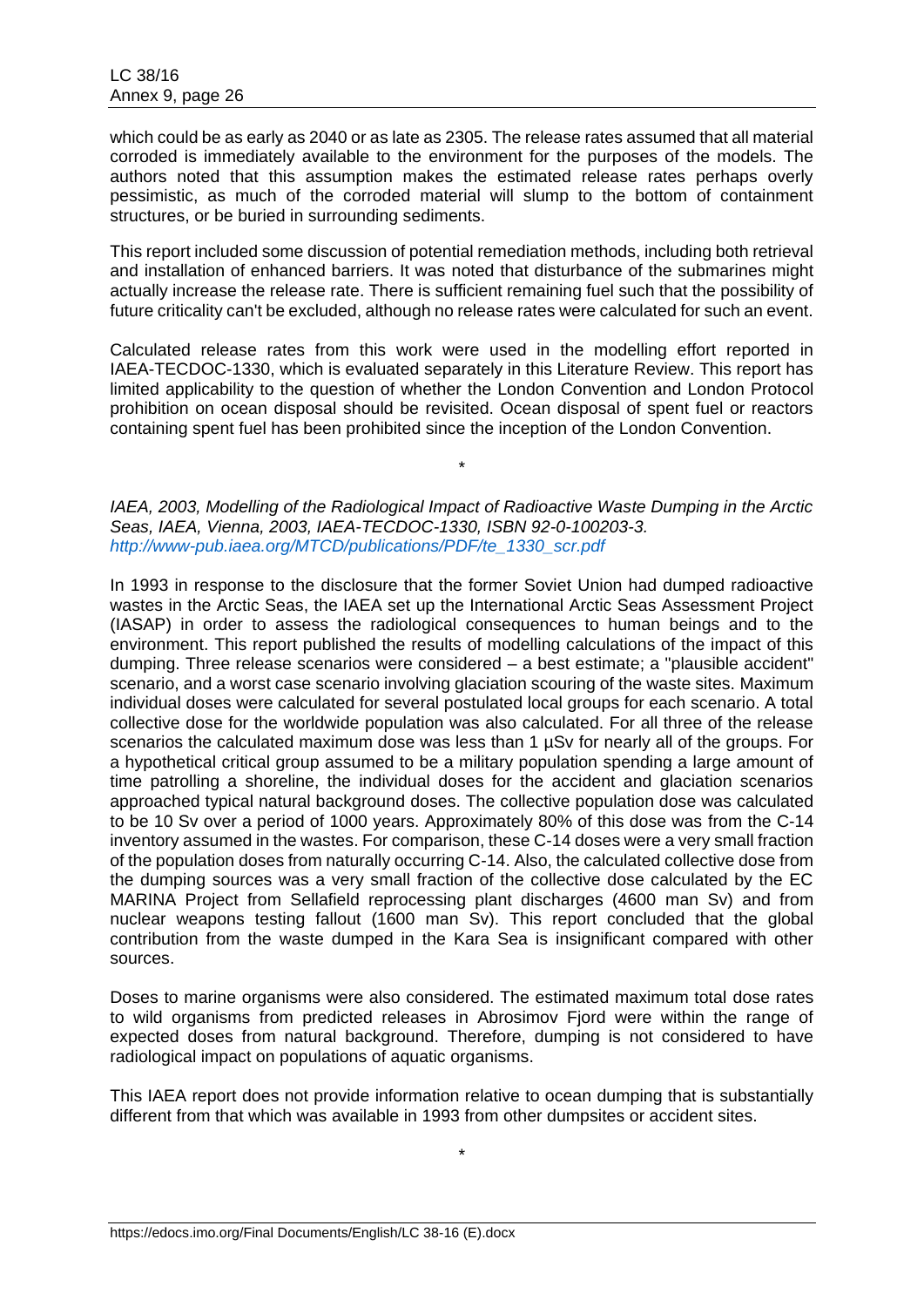which could be as early as 2040 or as late as 2305. The release rates assumed that all material corroded is immediately available to the environment for the purposes of the models. The authors noted that this assumption makes the estimated release rates perhaps overly pessimistic, as much of the corroded material will slump to the bottom of containment structures, or be buried in surrounding sediments.

This report included some discussion of potential remediation methods, including both retrieval and installation of enhanced barriers. It was noted that disturbance of the submarines might actually increase the release rate. There is sufficient remaining fuel such that the possibility of future criticality can't be excluded, although no release rates were calculated for such an event.

Calculated release rates from this work were used in the modelling effort reported in IAEA-TECDOC-1330, which is evaluated separately in this Literature Review. This report has limited applicability to the question of whether the London Convention and London Protocol prohibition on ocean disposal should be revisited. Ocean disposal of spent fuel or reactors containing spent fuel has been prohibited since the inception of the London Convention.

\*

*IAEA, 2003, Modelling of the Radiological Impact of Radioactive Waste Dumping in the Arctic Seas, IAEA, Vienna, 2003, IAEA-TECDOC-1330, ISBN 92-0-100203-3.*
*http://www-pub.iaea.org/MTCD/publications/PDF/te_1330_scr.pdf*

In 1993 in response to the disclosure that the former Soviet Union had dumped radioactive wastes in the Arctic Seas, the IAEA set up the International Arctic Seas Assessment Project (IASAP) in order to assess the radiological consequences to human beings and to the environment. This report published the results of modelling calculations of the impact of this dumping. Three release scenarios were considered – a best estimate; a "plausible accident" scenario, and a worst case scenario involving glaciation scouring of the waste sites. Maximum individual doses were calculated for several postulated local groups for each scenario. A total collective dose for the worldwide population was also calculated. For all three of the release scenarios the calculated maximum dose was less than 1 µSv for nearly all of the groups. For a hypothetical critical group assumed to be a military population spending a large amount of time patrolling a shoreline, the individual doses for the accident and glaciation scenarios approached typical natural background doses. The collective population dose was calculated to be 10 Sv over a period of 1000 years. Approximately 80% of this dose was from the C-14 inventory assumed in the wastes. For comparison, these C-14 doses were a very small fraction of the population doses from naturally occurring C-14. Also, the calculated collective dose from the dumping sources was a very small fraction of the collective dose calculated by the EC MARINA Project from Sellafield reprocessing plant discharges (4600 man Sv) and from nuclear weapons testing fallout (1600 man Sv). This report concluded that the global contribution from the waste dumped in the Kara Sea is insignificant compared with other sources.

Doses to marine organisms were also considered. The estimated maximum total dose rates to wild organisms from predicted releases in Abrosimov Fjord were within the range of expected doses from natural background. Therefore, dumping is not considered to have radiological impact on populations of aquatic organisms.

This IAEA report does not provide information relative to ocean dumping that is substantially different from that which was available in 1993 from other dumpsites or accident sites.

\*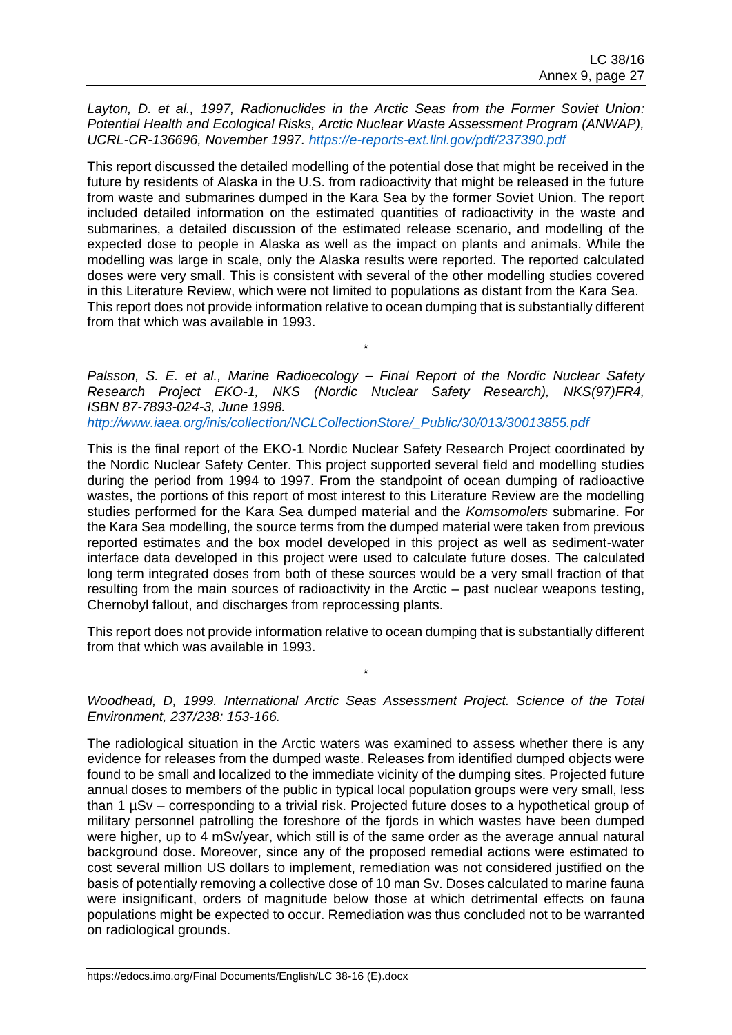*Layton, D. et al., 1997, Radionuclides in the Arctic Seas from the Former Soviet Union: Potential Health and Ecological Risks, Arctic Nuclear Waste Assessment Program (ANWAP), UCRL-CR-136696, November 1997.* https://e-reports-ext.llnl.gov/pdf/237390.pdf

This report discussed the detailed modelling of the potential dose that might be received in the future by residents of Alaska in the U.S. from radioactivity that might be released in the future from waste and submarines dumped in the Kara Sea by the former Soviet Union. The report included detailed information on the estimated quantities of radioactivity in the waste and submarines, a detailed discussion of the estimated release scenario, and modelling of the expected dose to people in Alaska as well as the impact on plants and animals. While the modelling was large in scale, only the Alaska results were reported. The reported calculated doses were very small. This is consistent with several of the other modelling studies covered in this Literature Review, which were not limited to populations as distant from the Kara Sea. This report does not provide information relative to ocean dumping that is substantially different from that which was available in 1993.

\*

*Palsson, S. E. et al., Marine Radioecology – Final Report of the Nordic Nuclear Safety Research Project EKO-1, NKS (Nordic Nuclear Safety Research), NKS(97)FR4, ISBN 87-7893-024-3, June 1998.* http://www.iaea.org/inis/collection/NCLCollectionStore/_Public/30/013/30013855.pdf

This is the final report of the EKO-1 Nordic Nuclear Safety Research Project coordinated by the Nordic Nuclear Safety Center. This project supported several field and modelling studies during the period from 1994 to 1997. From the standpoint of ocean dumping of radioactive wastes, the portions of this report of most interest to this Literature Review are the modelling studies performed for the Kara Sea dumped material and the *Komsomolets* submarine. For the Kara Sea modelling, the source terms from the dumped material were taken from previous reported estimates and the box model developed in this project as well as sediment-water interface data developed in this project were used to calculate future doses. The calculated long term integrated doses from both of these sources would be a very small fraction of that resulting from the main sources of radioactivity in the Arctic – past nuclear weapons testing, Chernobyl fallout, and discharges from reprocessing plants.

This report does not provide information relative to ocean dumping that is substantially different from that which was available in 1993.

\*

*Woodhead, D, 1999. International Arctic Seas Assessment Project. Science of the Total Environment, 237/238: 153-166.*

The radiological situation in the Arctic waters was examined to assess whether there is any evidence for releases from the dumped waste. Releases from identified dumped objects were found to be small and localized to the immediate vicinity of the dumping sites. Projected future annual doses to members of the public in typical local population groups were very small, less than 1 µSv – corresponding to a trivial risk. Projected future doses to a hypothetical group of military personnel patrolling the foreshore of the fjords in which wastes have been dumped were higher, up to 4 mSv/year, which still is of the same order as the average annual natural background dose. Moreover, since any of the proposed remedial actions were estimated to cost several million US dollars to implement, remediation was not considered justified on the basis of potentially removing a collective dose of 10 man Sv. Doses calculated to marine fauna were insignificant, orders of magnitude below those at which detrimental effects on fauna populations might be expected to occur. Remediation was thus concluded not to be warranted on radiological grounds.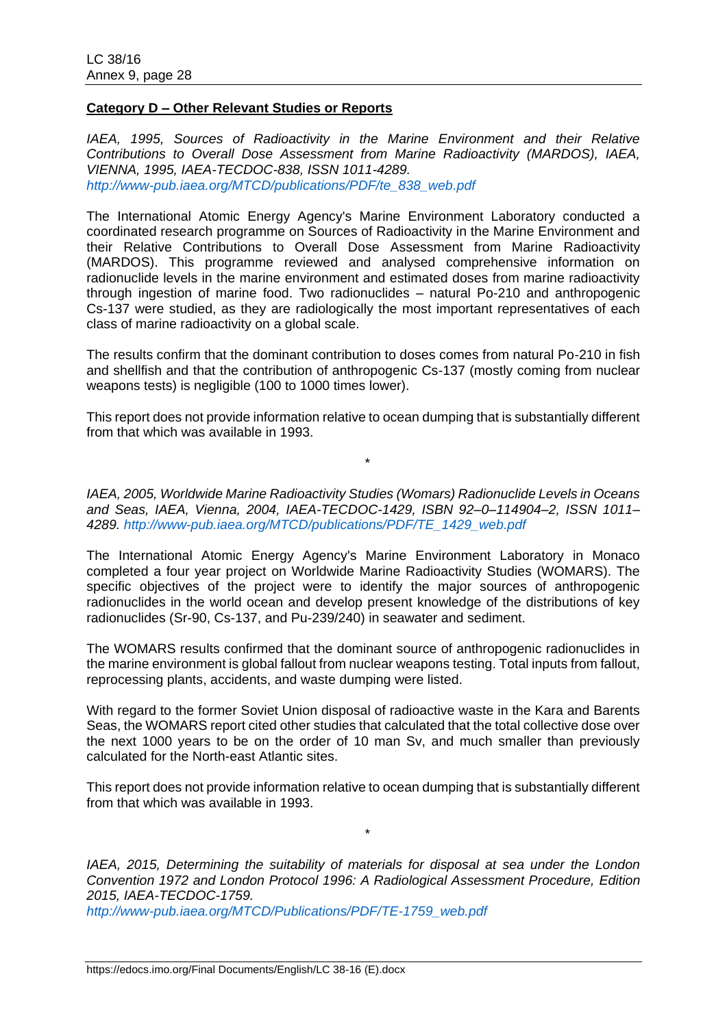**Category D – Other Relevant Studies or Reports**

*IAEA, 1995, Sources of Radioactivity in the Marine Environment and their Relative Contributions to Overall Dose Assessment from Marine Radioactivity (MARDOS), IAEA, VIENNA, 1995, IAEA-TECDOC-838, ISSN 1011-4289.*
*http://www-pub.iaea.org/MTCD/publications/PDF/te_838_web.pdf*

The International Atomic Energy Agency's Marine Environment Laboratory conducted a coordinated research programme on Sources of Radioactivity in the Marine Environment and their Relative Contributions to Overall Dose Assessment from Marine Radioactivity (MARDOS). This programme reviewed and analysed comprehensive information on radionuclide levels in the marine environment and estimated doses from marine radioactivity through ingestion of marine food. Two radionuclides – natural Po-210 and anthropogenic Cs-137 were studied, as they are radiologically the most important representatives of each class of marine radioactivity on a global scale.

The results confirm that the dominant contribution to doses comes from natural Po-210 in fish and shellfish and that the contribution of anthropogenic Cs-137 (mostly coming from nuclear weapons tests) is negligible (100 to 1000 times lower).

This report does not provide information relative to ocean dumping that is substantially different from that which was available in 1993.

\*

*IAEA, 2005, Worldwide Marine Radioactivity Studies (Womars) Radionuclide Levels in Oceans and Seas, IAEA, Vienna, 2004, IAEA-TECDOC-1429, ISBN 92–0–114904–2, ISSN 1011–4289. http://www-pub.iaea.org/MTCD/publications/PDF/TE_1429_web.pdf*

The International Atomic Energy Agency's Marine Environment Laboratory in Monaco completed a four year project on Worldwide Marine Radioactivity Studies (WOMARS). The specific objectives of the project were to identify the major sources of anthropogenic radionuclides in the world ocean and develop present knowledge of the distributions of key radionuclides (Sr-90, Cs-137, and Pu-239/240) in seawater and sediment.

The WOMARS results confirmed that the dominant source of anthropogenic radionuclides in the marine environment is global fallout from nuclear weapons testing. Total inputs from fallout, reprocessing plants, accidents, and waste dumping were listed.

With regard to the former Soviet Union disposal of radioactive waste in the Kara and Barents Seas, the WOMARS report cited other studies that calculated that the total collective dose over the next 1000 years to be on the order of 10 man Sv, and much smaller than previously calculated for the North-east Atlantic sites.

This report does not provide information relative to ocean dumping that is substantially different from that which was available in 1993.

\*

*IAEA, 2015, Determining the suitability of materials for disposal at sea under the London Convention 1972 and London Protocol 1996: A Radiological Assessment Procedure, Edition 2015, IAEA-TECDOC-1759.*
*http://www-pub.iaea.org/MTCD/Publications/PDF/TE-1759_web.pdf*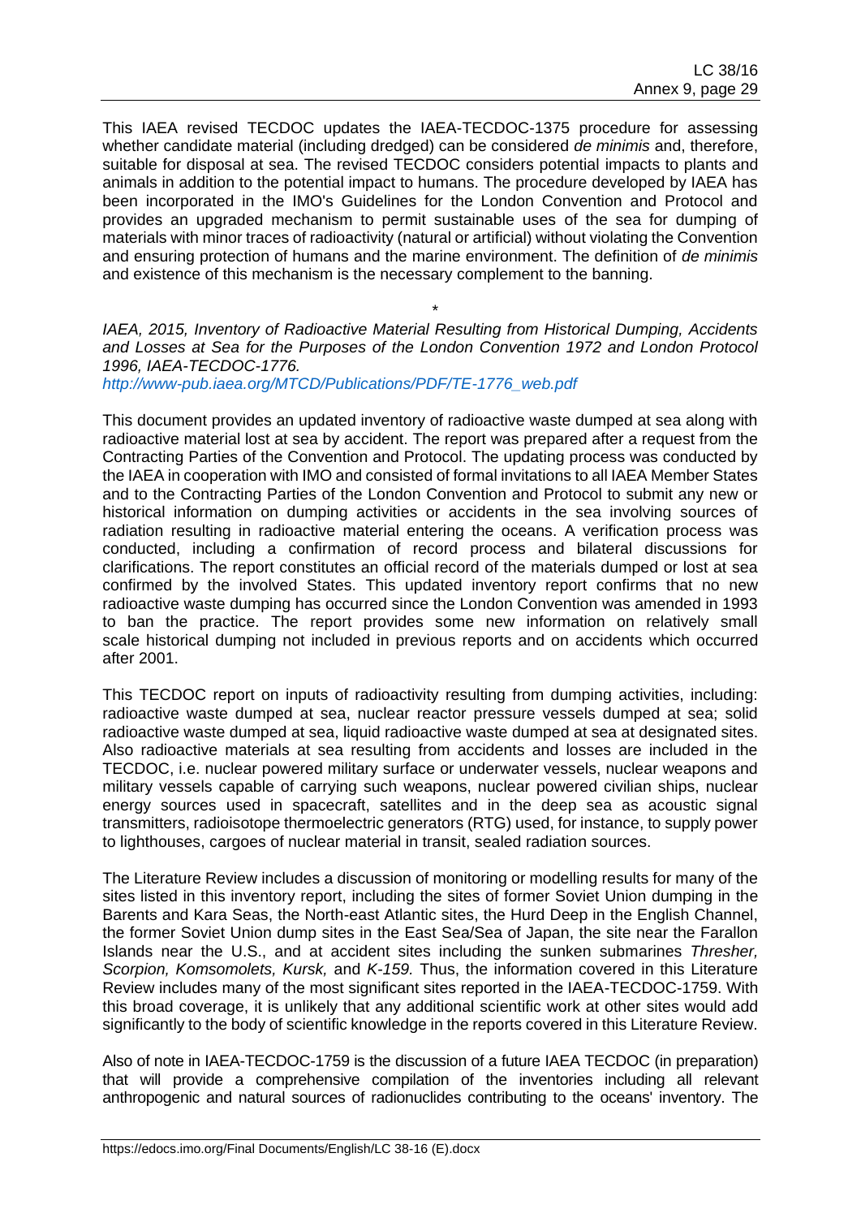This IAEA revised TECDOC updates the IAEA-TECDOC-1375 procedure for assessing whether candidate material (including dredged) can be considered *de minimis* and, therefore, suitable for disposal at sea. The revised TECDOC considers potential impacts to plants and animals in addition to the potential impact to humans. The procedure developed by IAEA has been incorporated in the IMO's Guidelines for the London Convention and Protocol and provides an upgraded mechanism to permit sustainable uses of the sea for dumping of materials with minor traces of radioactivity (natural or artificial) without violating the Convention and ensuring protection of humans and the marine environment. The definition of *de minimis* and existence of this mechanism is the necessary complement to the banning.

\*

*IAEA, 2015, Inventory of Radioactive Material Resulting from Historical Dumping, Accidents and Losses at Sea for the Purposes of the London Convention 1972 and London Protocol 1996, IAEA-TECDOC-1776.*
http://www-pub.iaea.org/MTCD/Publications/PDF/TE-1776_web.pdf

This document provides an updated inventory of radioactive waste dumped at sea along with radioactive material lost at sea by accident. The report was prepared after a request from the Contracting Parties of the Convention and Protocol. The updating process was conducted by the IAEA in cooperation with IMO and consisted of formal invitations to all IAEA Member States and to the Contracting Parties of the London Convention and Protocol to submit any new or historical information on dumping activities or accidents in the sea involving sources of radiation resulting in radioactive material entering the oceans. A verification process was conducted, including a confirmation of record process and bilateral discussions for clarifications. The report constitutes an official record of the materials dumped or lost at sea confirmed by the involved States. This updated inventory report confirms that no new radioactive waste dumping has occurred since the London Convention was amended in 1993 to ban the practice. The report provides some new information on relatively small scale historical dumping not included in previous reports and on accidents which occurred after 2001.

This TECDOC report on inputs of radioactivity resulting from dumping activities, including: radioactive waste dumped at sea, nuclear reactor pressure vessels dumped at sea; solid radioactive waste dumped at sea, liquid radioactive waste dumped at sea at designated sites. Also radioactive materials at sea resulting from accidents and losses are included in the TECDOC, i.e. nuclear powered military surface or underwater vessels, nuclear weapons and military vessels capable of carrying such weapons, nuclear powered civilian ships, nuclear energy sources used in spacecraft, satellites and in the deep sea as acoustic signal transmitters, radioisotope thermoelectric generators (RTG) used, for instance, to supply power to lighthouses, cargoes of nuclear material in transit, sealed radiation sources.

The Literature Review includes a discussion of monitoring or modelling results for many of the sites listed in this inventory report, including the sites of former Soviet Union dumping in the Barents and Kara Seas, the North-east Atlantic sites, the Hurd Deep in the English Channel, the former Soviet Union dump sites in the East Sea/Sea of Japan, the site near the Farallon Islands near the U.S., and at accident sites including the sunken submarines *Thresher, Scorpion, Komsomolets, Kursk,* and *K-159.* Thus, the information covered in this Literature Review includes many of the most significant sites reported in the IAEA-TECDOC-1759. With this broad coverage, it is unlikely that any additional scientific work at other sites would add significantly to the body of scientific knowledge in the reports covered in this Literature Review.

Also of note in IAEA-TECDOC-1759 is the discussion of a future IAEA TECDOC (in preparation) that will provide a comprehensive compilation of the inventories including all relevant anthropogenic and natural sources of radionuclides contributing to the oceans' inventory. The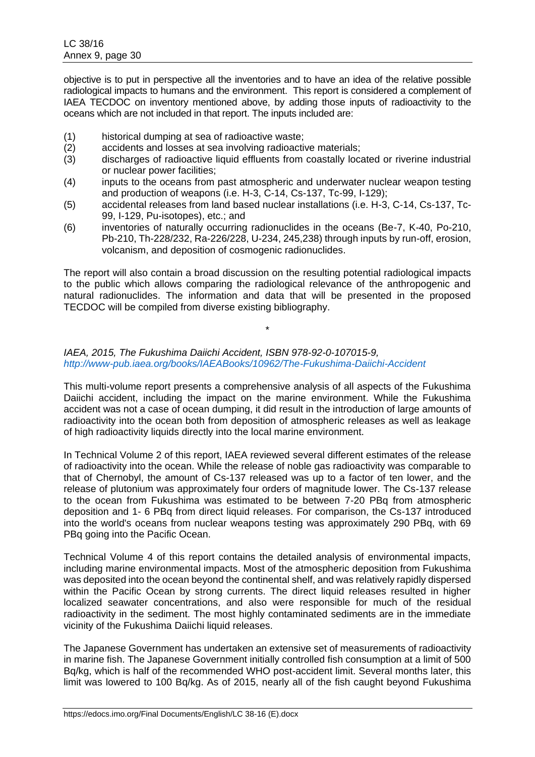objective is to put in perspective all the inventories and to have an idea of the relative possible radiological impacts to humans and the environment. This report is considered a complement of IAEA TECDOC on inventory mentioned above, by adding those inputs of radioactivity to the oceans which are not included in that report. The inputs included are:

(1) historical dumping at sea of radioactive waste;
(2) accidents and losses at sea involving radioactive materials;
(3) discharges of radioactive liquid effluents from coastally located or riverine industrial or nuclear power facilities;
(4) inputs to the oceans from past atmospheric and underwater nuclear weapon testing and production of weapons (i.e. H-3, C-14, Cs-137, Tc-99, I-129);
(5) accidental releases from land based nuclear installations (i.e. H-3, C-14, Cs-137, Tc-99, I-129, Pu-isotopes), etc.; and
(6) inventories of naturally occurring radionuclides in the oceans (Be-7, K-40, Po-210, Pb-210, Th-228/232, Ra-226/228, U-234, 245,238) through inputs by run-off, erosion, volcanism, and deposition of cosmogenic radionuclides.

The report will also contain a broad discussion on the resulting potential radiological impacts to the public which allows comparing the radiological relevance of the anthropogenic and natural radionuclides. The information and data that will be presented in the proposed TECDOC will be compiled from diverse existing bibliography.

\*

*IAEA, 2015, The Fukushima Daiichi Accident, ISBN 978-92-0-107015-9,*
*http://www-pub.iaea.org/books/IAEABooks/10962/The-Fukushima-Daiichi-Accident*

This multi-volume report presents a comprehensive analysis of all aspects of the Fukushima Daiichi accident, including the impact on the marine environment. While the Fukushima accident was not a case of ocean dumping, it did result in the introduction of large amounts of radioactivity into the ocean both from deposition of atmospheric releases as well as leakage of high radioactivity liquids directly into the local marine environment.

In Technical Volume 2 of this report, IAEA reviewed several different estimates of the release of radioactivity into the ocean. While the release of noble gas radioactivity was comparable to that of Chernobyl, the amount of Cs-137 released was up to a factor of ten lower, and the release of plutonium was approximately four orders of magnitude lower. The Cs-137 release to the ocean from Fukushima was estimated to be between 7-20 PBq from atmospheric deposition and 1- 6 PBq from direct liquid releases. For comparison, the Cs-137 introduced into the world's oceans from nuclear weapons testing was approximately 290 PBq, with 69 PBq going into the Pacific Ocean.

Technical Volume 4 of this report contains the detailed analysis of environmental impacts, including marine environmental impacts. Most of the atmospheric deposition from Fukushima was deposited into the ocean beyond the continental shelf, and was relatively rapidly dispersed within the Pacific Ocean by strong currents. The direct liquid releases resulted in higher localized seawater concentrations, and also were responsible for much of the residual radioactivity in the sediment. The most highly contaminated sediments are in the immediate vicinity of the Fukushima Daiichi liquid releases.

The Japanese Government has undertaken an extensive set of measurements of radioactivity in marine fish. The Japanese Government initially controlled fish consumption at a limit of 500 Bq/kg, which is half of the recommended WHO post-accident limit. Several months later, this limit was lowered to 100 Bq/kg. As of 2015, nearly all of the fish caught beyond Fukushima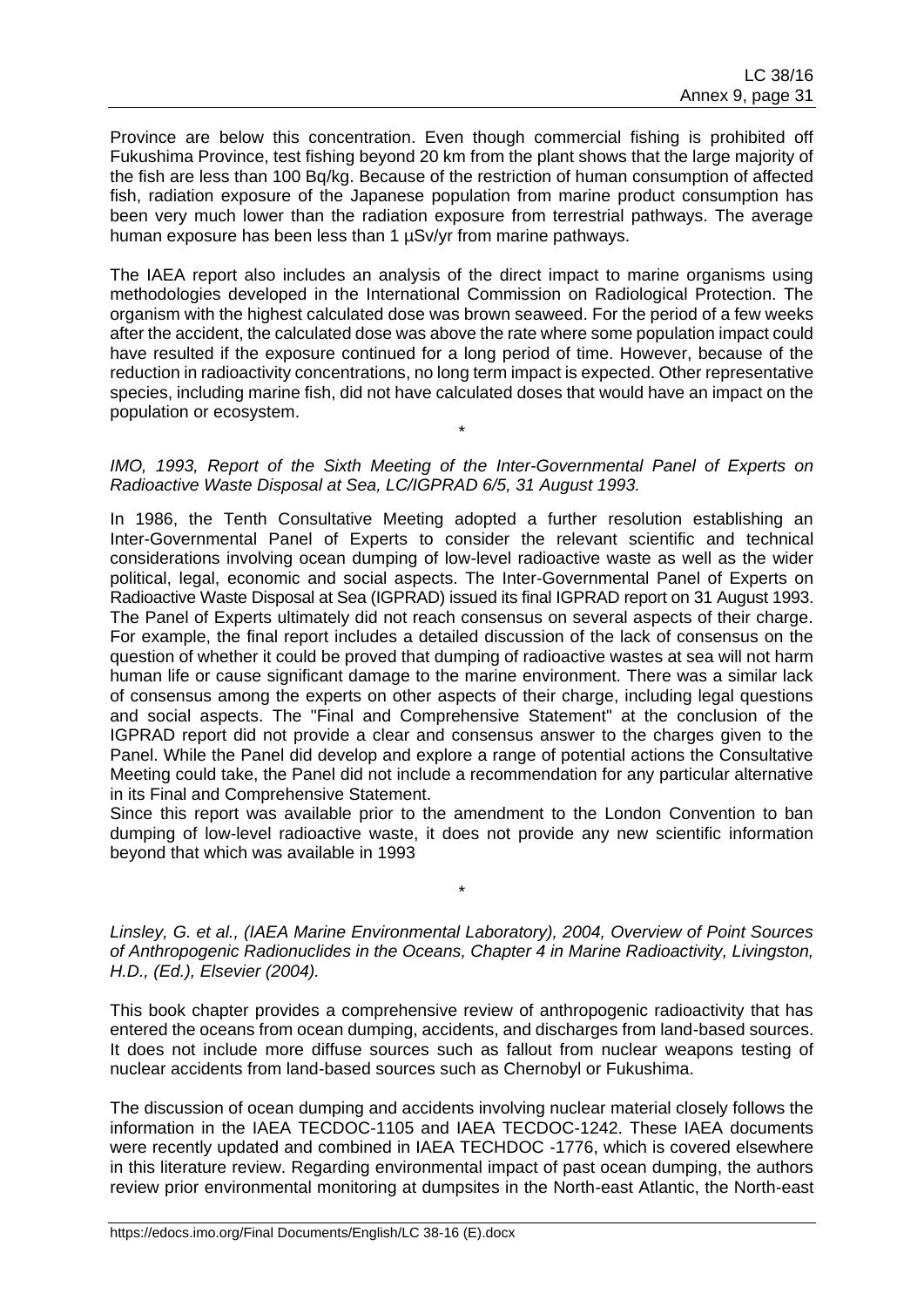Province are below this concentration. Even though commercial fishing is prohibited off Fukushima Province, test fishing beyond 20 km from the plant shows that the large majority of the fish are less than 100 Bq/kg. Because of the restriction of human consumption of affected fish, radiation exposure of the Japanese population from marine product consumption has been very much lower than the radiation exposure from terrestrial pathways. The average human exposure has been less than 1 µSv/yr from marine pathways.

The IAEA report also includes an analysis of the direct impact to marine organisms using methodologies developed in the International Commission on Radiological Protection. The organism with the highest calculated dose was brown seaweed. For the period of a few weeks after the accident, the calculated dose was above the rate where some population impact could have resulted if the exposure continued for a long period of time. However, because of the reduction in radioactivity concentrations, no long term impact is expected. Other representative species, including marine fish, did not have calculated doses that would have an impact on the population or ecosystem.

\*

*IMO, 1993, Report of the Sixth Meeting of the Inter-Governmental Panel of Experts on Radioactive Waste Disposal at Sea, LC/IGPRAD 6/5, 31 August 1993.*

In 1986, the Tenth Consultative Meeting adopted a further resolution establishing an Inter-Governmental Panel of Experts to consider the relevant scientific and technical considerations involving ocean dumping of low-level radioactive waste as well as the wider political, legal, economic and social aspects. The Inter-Governmental Panel of Experts on Radioactive Waste Disposal at Sea (IGPRAD) issued its final IGPRAD report on 31 August 1993. The Panel of Experts ultimately did not reach consensus on several aspects of their charge. For example, the final report includes a detailed discussion of the lack of consensus on the question of whether it could be proved that dumping of radioactive wastes at sea will not harm human life or cause significant damage to the marine environment. There was a similar lack of consensus among the experts on other aspects of their charge, including legal questions and social aspects. The "Final and Comprehensive Statement" at the conclusion of the IGPRAD report did not provide a clear and consensus answer to the charges given to the Panel. While the Panel did develop and explore a range of potential actions the Consultative Meeting could take, the Panel did not include a recommendation for any particular alternative in its Final and Comprehensive Statement.

Since this report was available prior to the amendment to the London Convention to ban dumping of low-level radioactive waste, it does not provide any new scientific information beyond that which was available in 1993

\*

*Linsley, G. et al., (IAEA Marine Environmental Laboratory), 2004, Overview of Point Sources of Anthropogenic Radionuclides in the Oceans, Chapter 4 in Marine Radioactivity, Livingston, H.D., (Ed.), Elsevier (2004).*

This book chapter provides a comprehensive review of anthropogenic radioactivity that has entered the oceans from ocean dumping, accidents, and discharges from land-based sources. It does not include more diffuse sources such as fallout from nuclear weapons testing of nuclear accidents from land-based sources such as Chernobyl or Fukushima.

The discussion of ocean dumping and accidents involving nuclear material closely follows the information in the IAEA TECDOC-1105 and IAEA TECDOC-1242. These IAEA documents were recently updated and combined in IAEA TECHDOC -1776, which is covered elsewhere in this literature review. Regarding environmental impact of past ocean dumping, the authors review prior environmental monitoring at dumpsites in the North-east Atlantic, the North-east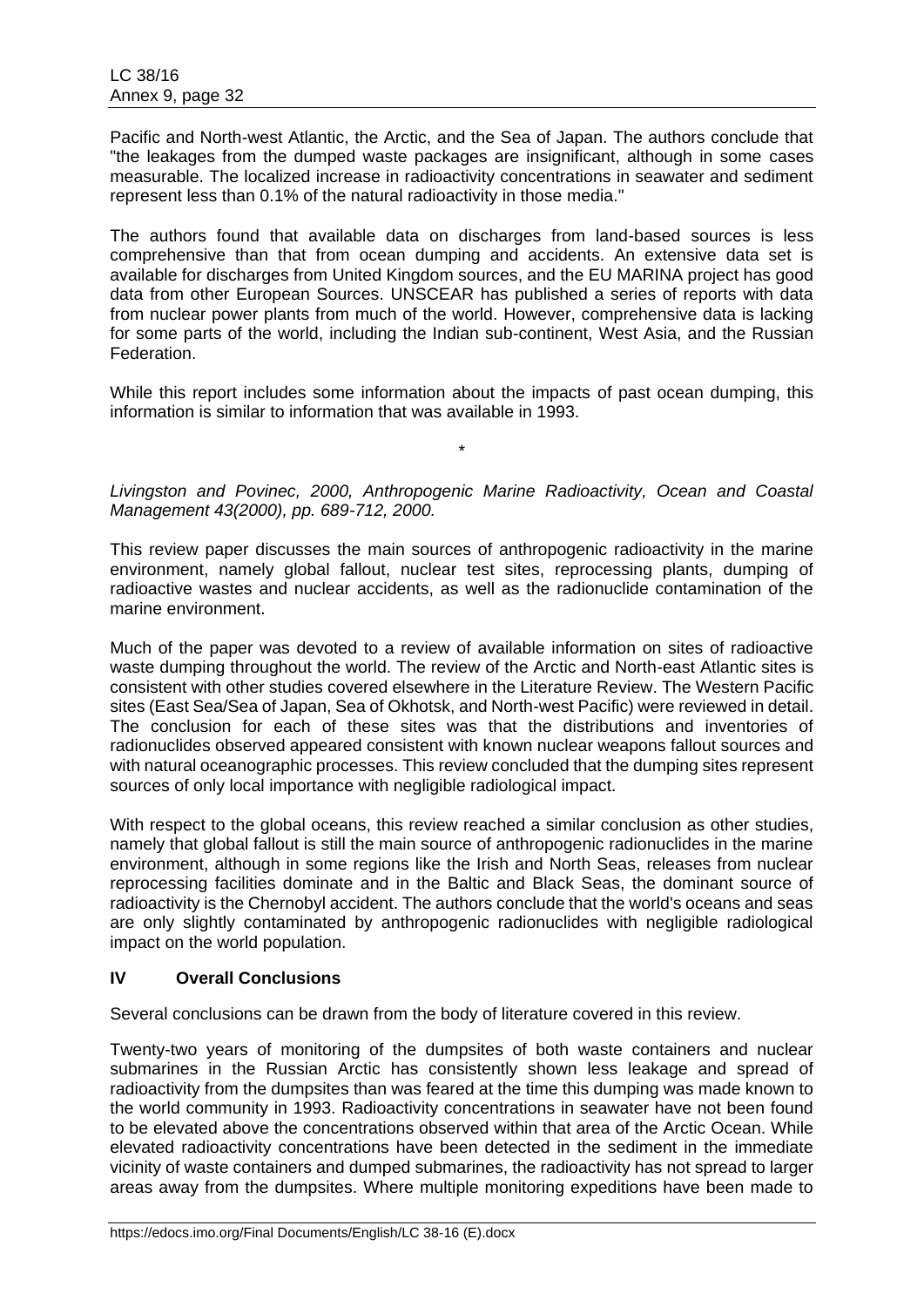Pacific and North-west Atlantic, the Arctic, and the Sea of Japan. The authors conclude that "the leakages from the dumped waste packages are insignificant, although in some cases measurable. The localized increase in radioactivity concentrations in seawater and sediment represent less than 0.1% of the natural radioactivity in those media."

The authors found that available data on discharges from land-based sources is less comprehensive than that from ocean dumping and accidents. An extensive data set is available for discharges from United Kingdom sources, and the EU MARINA project has good data from other European Sources. UNSCEAR has published a series of reports with data from nuclear power plants from much of the world. However, comprehensive data is lacking for some parts of the world, including the Indian sub-continent, West Asia, and the Russian Federation.

While this report includes some information about the impacts of past ocean dumping, this information is similar to information that was available in 1993.

\*

*Livingston and Povinec, 2000, Anthropogenic Marine Radioactivity, Ocean and Coastal Management 43(2000), pp. 689-712, 2000.*

This review paper discusses the main sources of anthropogenic radioactivity in the marine environment, namely global fallout, nuclear test sites, reprocessing plants, dumping of radioactive wastes and nuclear accidents, as well as the radionuclide contamination of the marine environment.

Much of the paper was devoted to a review of available information on sites of radioactive waste dumping throughout the world. The review of the Arctic and North-east Atlantic sites is consistent with other studies covered elsewhere in the Literature Review. The Western Pacific sites (East Sea/Sea of Japan, Sea of Okhotsk, and North-west Pacific) were reviewed in detail. The conclusion for each of these sites was that the distributions and inventories of radionuclides observed appeared consistent with known nuclear weapons fallout sources and with natural oceanographic processes. This review concluded that the dumping sites represent sources of only local importance with negligible radiological impact.

With respect to the global oceans, this review reached a similar conclusion as other studies, namely that global fallout is still the main source of anthropogenic radionuclides in the marine environment, although in some regions like the Irish and North Seas, releases from nuclear reprocessing facilities dominate and in the Baltic and Black Seas, the dominant source of radioactivity is the Chernobyl accident. The authors conclude that the world's oceans and seas are only slightly contaminated by anthropogenic radionuclides with negligible radiological impact on the world population.

## IV Overall Conclusions

Several conclusions can be drawn from the body of literature covered in this review.

Twenty-two years of monitoring of the dumpsites of both waste containers and nuclear submarines in the Russian Arctic has consistently shown less leakage and spread of radioactivity from the dumpsites than was feared at the time this dumping was made known to the world community in 1993. Radioactivity concentrations in seawater have not been found to be elevated above the concentrations observed within that area of the Arctic Ocean. While elevated radioactivity concentrations have been detected in the sediment in the immediate vicinity of waste containers and dumped submarines, the radioactivity has not spread to larger areas away from the dumpsites. Where multiple monitoring expeditions have been made to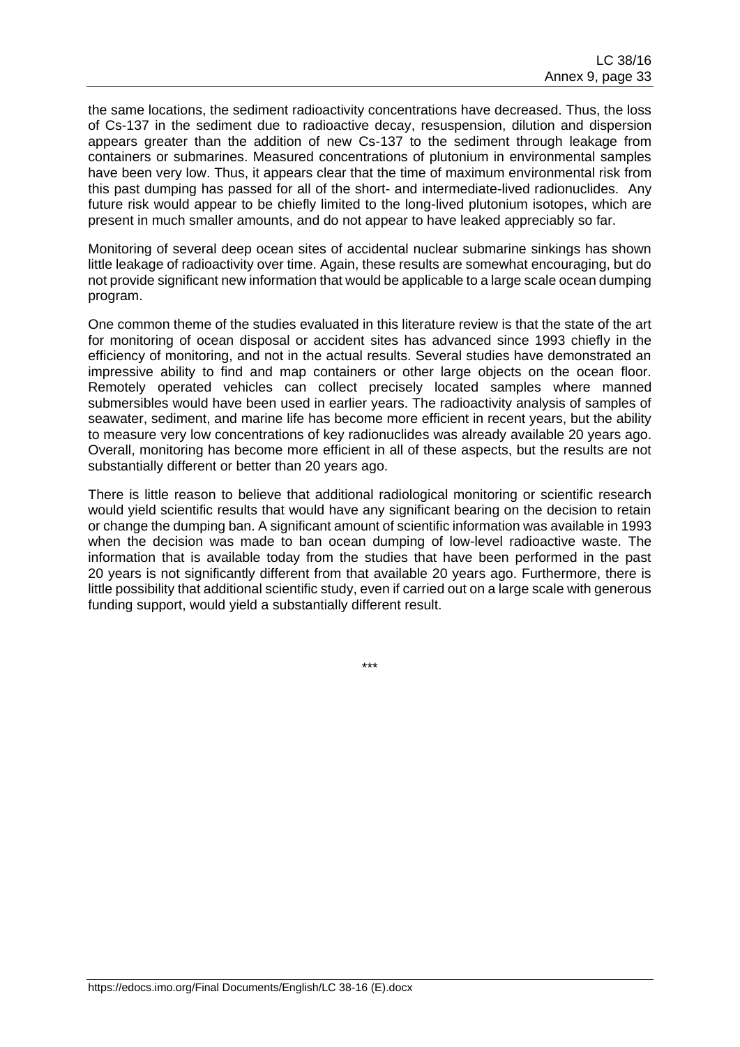the same locations, the sediment radioactivity concentrations have decreased. Thus, the loss of Cs-137 in the sediment due to radioactive decay, resuspension, dilution and dispersion appears greater than the addition of new Cs-137 to the sediment through leakage from containers or submarines. Measured concentrations of plutonium in environmental samples have been very low. Thus, it appears clear that the time of maximum environmental risk from this past dumping has passed for all of the short- and intermediate-lived radionuclides. Any future risk would appear to be chiefly limited to the long-lived plutonium isotopes, which are present in much smaller amounts, and do not appear to have leaked appreciably so far.

Monitoring of several deep ocean sites of accidental nuclear submarine sinkings has shown little leakage of radioactivity over time. Again, these results are somewhat encouraging, but do not provide significant new information that would be applicable to a large scale ocean dumping program.

One common theme of the studies evaluated in this literature review is that the state of the art for monitoring of ocean disposal or accident sites has advanced since 1993 chiefly in the efficiency of monitoring, and not in the actual results. Several studies have demonstrated an impressive ability to find and map containers or other large objects on the ocean floor. Remotely operated vehicles can collect precisely located samples where manned submersibles would have been used in earlier years. The radioactivity analysis of samples of seawater, sediment, and marine life has become more efficient in recent years, but the ability to measure very low concentrations of key radionuclides was already available 20 years ago. Overall, monitoring has become more efficient in all of these aspects, but the results are not substantially different or better than 20 years ago.

There is little reason to believe that additional radiological monitoring or scientific research would yield scientific results that would have any significant bearing on the decision to retain or change the dumping ban. A significant amount of scientific information was available in 1993 when the decision was made to ban ocean dumping of low-level radioactive waste. The information that is available today from the studies that have been performed in the past 20 years is not significantly different from that available 20 years ago. Furthermore, there is little possibility that additional scientific study, even if carried out on a large scale with generous funding support, would yield a substantially different result.

***